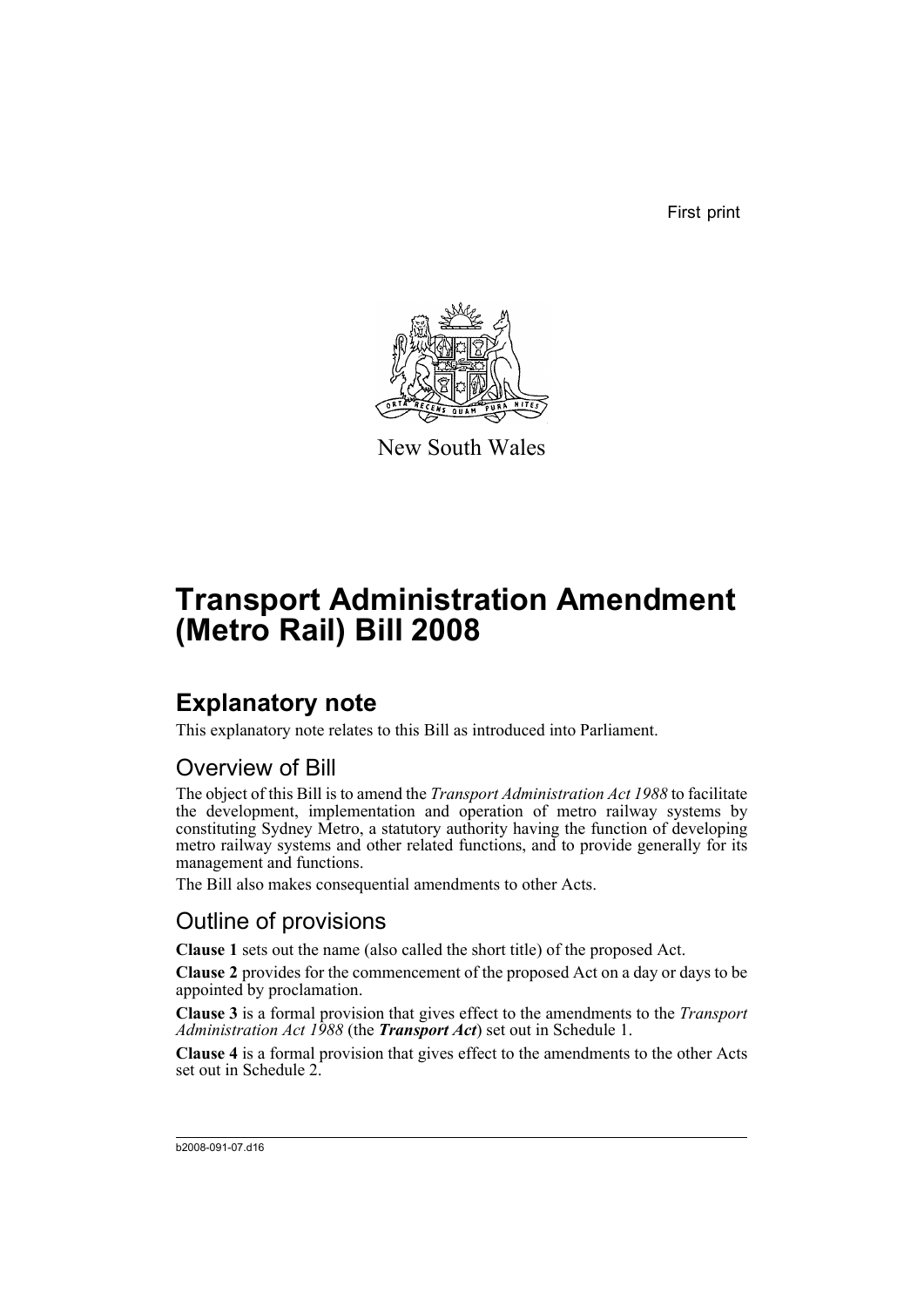First print

New South Wales

# Transport Administration Amendment (Metro Rail) Bill 2008

## Explanatory note

This explanatory note relates to this Bill as introduced into Parliament.

### Overview of Bill

The object of this Bill is to amend the *Transport Administration Act 1988* to facilitate the development, implementation and operation of metro railway systems by constituting Sydney Metro, a statutory authority having the function of developing metro railway systems and other related functions, and to provide generally for its management and functions.

The Bill also makes consequential amendments to other Acts.

### Outline of provisions

**Clause 1** sets out the name (also called the short title) of the proposed Act.

**Clause 2** provides for the commencement of the proposed Act on a day or days to be appointed by proclamation.

**Clause 3** is a formal provision that gives effect to the amendments to the *Transport Administration Act 1988* (the ***Transport Act***) set out in Schedule 1.

**Clause 4** is a formal provision that gives effect to the amendments to the other Acts set out in Schedule 2.

b2008-091-07.d16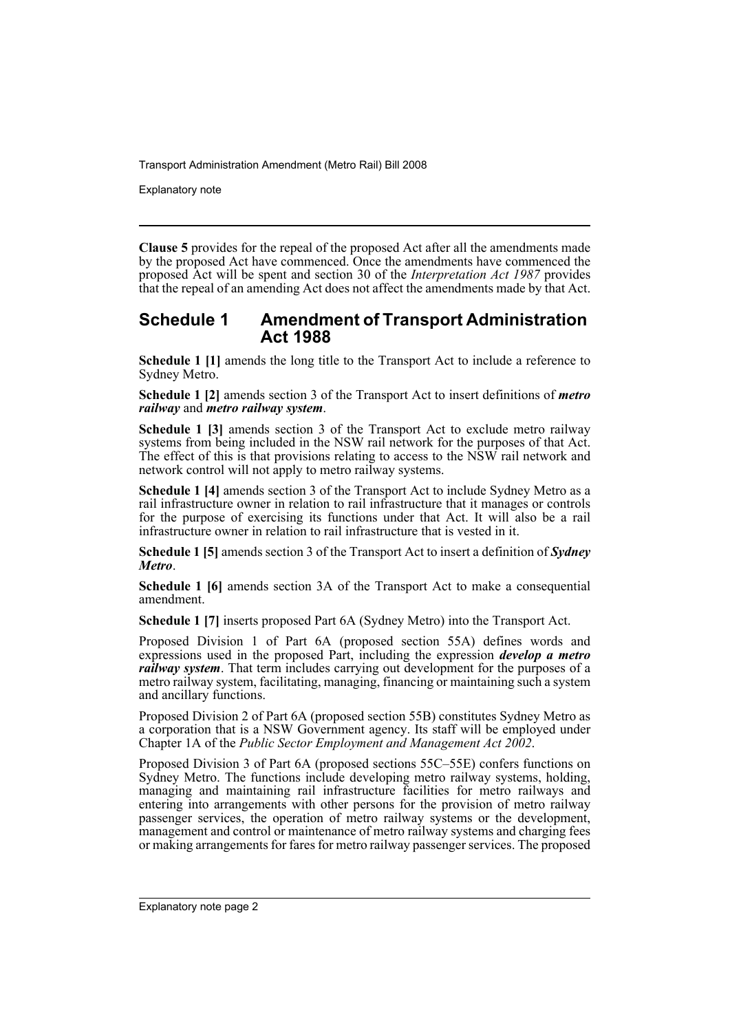**Clause 5** provides for the repeal of the proposed Act after all the amendments made by the proposed Act have commenced. Once the amendments have commenced the proposed Act will be spent and section 30 of the *Interpretation Act 1987* provides that the repeal of an amending Act does not affect the amendments made by that Act.

## Schedule 1 Amendment of Transport Administration Act 1988

**Schedule 1 [1]** amends the long title to the Transport Act to include a reference to Sydney Metro.

**Schedule 1 [2]** amends section 3 of the Transport Act to insert definitions of ***metro railway*** and ***metro railway system***.

**Schedule 1 [3]** amends section 3 of the Transport Act to exclude metro railway systems from being included in the NSW rail network for the purposes of that Act. The effect of this is that provisions relating to access to the NSW rail network and network control will not apply to metro railway systems.

**Schedule 1 [4]** amends section 3 of the Transport Act to include Sydney Metro as a rail infrastructure owner in relation to rail infrastructure that it manages or controls for the purpose of exercising its functions under that Act. It will also be a rail infrastructure owner in relation to rail infrastructure that is vested in it.

**Schedule 1 [5]** amends section 3 of the Transport Act to insert a definition of ***Sydney Metro***.

**Schedule 1 [6]** amends section 3A of the Transport Act to make a consequential amendment.

**Schedule 1 [7]** inserts proposed Part 6A (Sydney Metro) into the Transport Act.

Proposed Division 1 of Part 6A (proposed section 55A) defines words and expressions used in the proposed Part, including the expression ***develop a metro railway system***. That term includes carrying out development for the purposes of a metro railway system, facilitating, managing, financing or maintaining such a system and ancillary functions.

Proposed Division 2 of Part 6A (proposed section 55B) constitutes Sydney Metro as a corporation that is a NSW Government agency. Its staff will be employed under Chapter 1A of the *Public Sector Employment and Management Act 2002*.

Proposed Division 3 of Part 6A (proposed sections 55C–55E) confers functions on Sydney Metro. The functions include developing metro railway systems, holding, managing and maintaining rail infrastructure facilities for metro railways and entering into arrangements with other persons for the provision of metro railway passenger services, the operation of metro railway systems or the development, management and control or maintenance of metro railway systems and charging fees or making arrangements for fares for metro railway passenger services. The proposed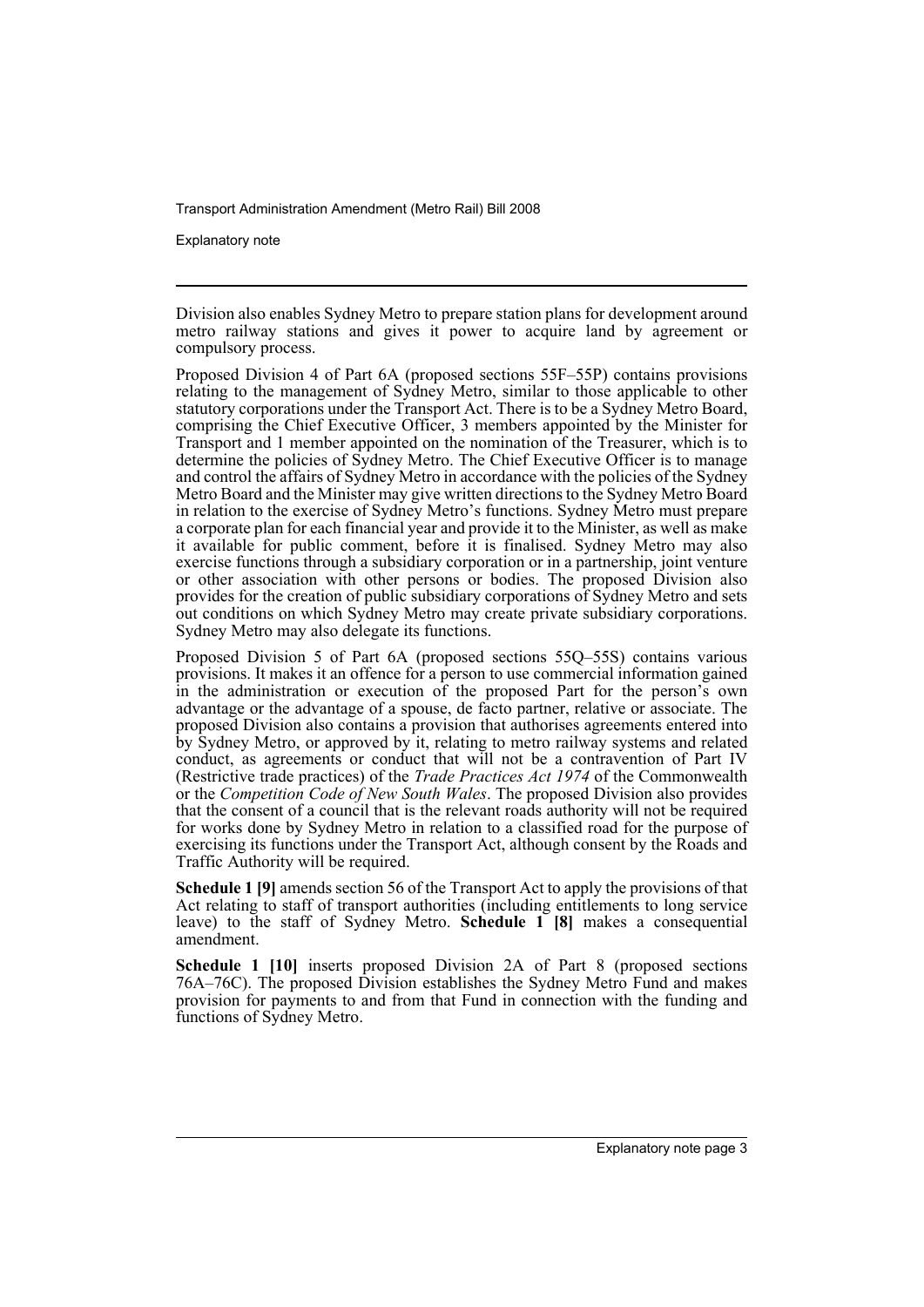Division also enables Sydney Metro to prepare station plans for development around metro railway stations and gives it power to acquire land by agreement or compulsory process.

Proposed Division 4 of Part 6A (proposed sections 55F–55P) contains provisions relating to the management of Sydney Metro, similar to those applicable to other statutory corporations under the Transport Act. There is to be a Sydney Metro Board, comprising the Chief Executive Officer, 3 members appointed by the Minister for Transport and 1 member appointed on the nomination of the Treasurer, which is to determine the policies of Sydney Metro. The Chief Executive Officer is to manage and control the affairs of Sydney Metro in accordance with the policies of the Sydney Metro Board and the Minister may give written directions to the Sydney Metro Board in relation to the exercise of Sydney Metro's functions. Sydney Metro must prepare a corporate plan for each financial year and provide it to the Minister, as well as make it available for public comment, before it is finalised. Sydney Metro may also exercise functions through a subsidiary corporation or in a partnership, joint venture or other association with other persons or bodies. The proposed Division also provides for the creation of public subsidiary corporations of Sydney Metro and sets out conditions on which Sydney Metro may create private subsidiary corporations. Sydney Metro may also delegate its functions.

Proposed Division 5 of Part 6A (proposed sections 55Q–55S) contains various provisions. It makes it an offence for a person to use commercial information gained in the administration or execution of the proposed Part for the person's own advantage or the advantage of a spouse, de facto partner, relative or associate. The proposed Division also contains a provision that authorises agreements entered into by Sydney Metro, or approved by it, relating to metro railway systems and related conduct, as agreements or conduct that will not be a contravention of Part IV (Restrictive trade practices) of the *Trade Practices Act 1974* of the Commonwealth or the *Competition Code of New South Wales*. The proposed Division also provides that the consent of a council that is the relevant roads authority will not be required for works done by Sydney Metro in relation to a classified road for the purpose of exercising its functions under the Transport Act, although consent by the Roads and Traffic Authority will be required.

**Schedule 1 [9]** amends section 56 of the Transport Act to apply the provisions of that Act relating to staff of transport authorities (including entitlements to long service leave) to the staff of Sydney Metro. **Schedule 1 [8]** makes a consequential amendment.

**Schedule 1 [10]** inserts proposed Division 2A of Part 8 (proposed sections 76A–76C). The proposed Division establishes the Sydney Metro Fund and makes provision for payments to and from that Fund in connection with the funding and functions of Sydney Metro.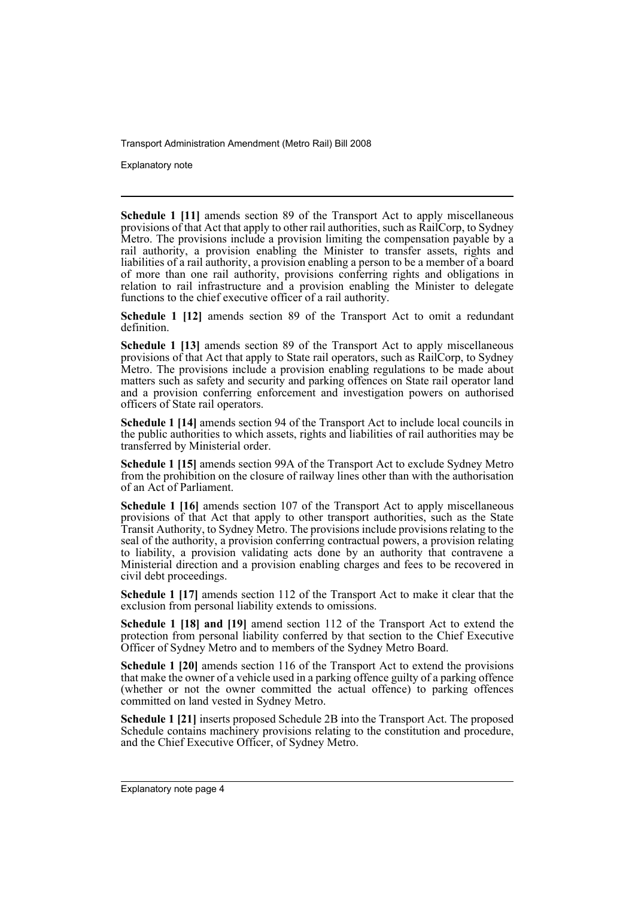**Schedule 1 [11]** amends section 89 of the Transport Act to apply miscellaneous provisions of that Act that apply to other rail authorities, such as RailCorp, to Sydney Metro. The provisions include a provision limiting the compensation payable by a rail authority, a provision enabling the Minister to transfer assets, rights and liabilities of a rail authority, a provision enabling a person to be a member of a board of more than one rail authority, provisions conferring rights and obligations in relation to rail infrastructure and a provision enabling the Minister to delegate functions to the chief executive officer of a rail authority.

**Schedule 1 [12]** amends section 89 of the Transport Act to omit a redundant definition.

**Schedule 1 [13]** amends section 89 of the Transport Act to apply miscellaneous provisions of that Act that apply to State rail operators, such as RailCorp, to Sydney Metro. The provisions include a provision enabling regulations to be made about matters such as safety and security and parking offences on State rail operator land and a provision conferring enforcement and investigation powers on authorised officers of State rail operators.

**Schedule 1 [14]** amends section 94 of the Transport Act to include local councils in the public authorities to which assets, rights and liabilities of rail authorities may be transferred by Ministerial order.

**Schedule 1 [15]** amends section 99A of the Transport Act to exclude Sydney Metro from the prohibition on the closure of railway lines other than with the authorisation of an Act of Parliament.

**Schedule 1 [16]** amends section 107 of the Transport Act to apply miscellaneous provisions of that Act that apply to other transport authorities, such as the State Transit Authority, to Sydney Metro. The provisions include provisions relating to the seal of the authority, a provision conferring contractual powers, a provision relating to liability, a provision validating acts done by an authority that contravene a Ministerial direction and a provision enabling charges and fees to be recovered in civil debt proceedings.

**Schedule 1 [17]** amends section 112 of the Transport Act to make it clear that the exclusion from personal liability extends to omissions.

**Schedule 1 [18] and [19]** amend section 112 of the Transport Act to extend the protection from personal liability conferred by that section to the Chief Executive Officer of Sydney Metro and to members of the Sydney Metro Board.

**Schedule 1 [20]** amends section 116 of the Transport Act to extend the provisions that make the owner of a vehicle used in a parking offence guilty of a parking offence (whether or not the owner committed the actual offence) to parking offences committed on land vested in Sydney Metro.

**Schedule 1 [21]** inserts proposed Schedule 2B into the Transport Act. The proposed Schedule contains machinery provisions relating to the constitution and procedure, and the Chief Executive Officer, of Sydney Metro.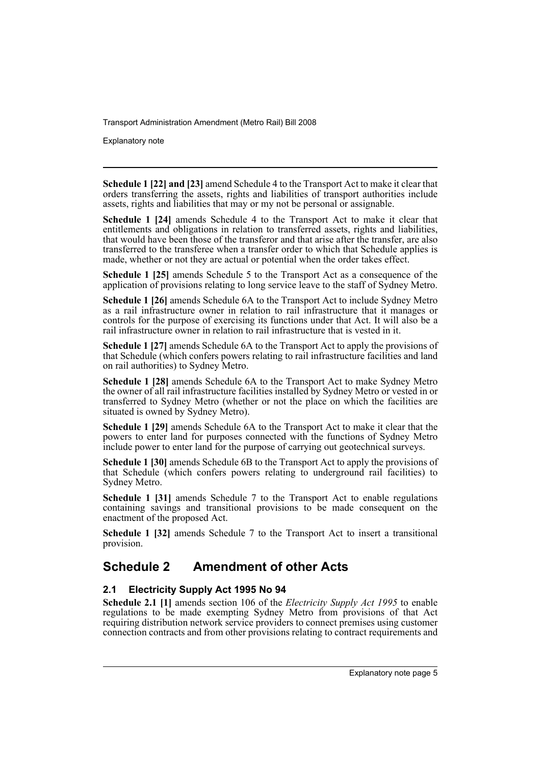**Schedule 1 [22] and [23]** amend Schedule 4 to the Transport Act to make it clear that orders transferring the assets, rights and liabilities of transport authorities include assets, rights and liabilities that may or my not be personal or assignable.

**Schedule 1 [24]** amends Schedule 4 to the Transport Act to make it clear that entitlements and obligations in relation to transferred assets, rights and liabilities, that would have been those of the transferor and that arise after the transfer, are also transferred to the transferee when a transfer order to which that Schedule applies is made, whether or not they are actual or potential when the order takes effect.

**Schedule 1 [25]** amends Schedule 5 to the Transport Act as a consequence of the application of provisions relating to long service leave to the staff of Sydney Metro.

**Schedule 1 [26]** amends Schedule 6A to the Transport Act to include Sydney Metro as a rail infrastructure owner in relation to rail infrastructure that it manages or controls for the purpose of exercising its functions under that Act. It will also be a rail infrastructure owner in relation to rail infrastructure that is vested in it.

**Schedule 1 [27]** amends Schedule 6A to the Transport Act to apply the provisions of that Schedule (which confers powers relating to rail infrastructure facilities and land on rail authorities) to Sydney Metro.

**Schedule 1 [28]** amends Schedule 6A to the Transport Act to make Sydney Metro the owner of all rail infrastructure facilities installed by Sydney Metro or vested in or transferred to Sydney Metro (whether or not the place on which the facilities are situated is owned by Sydney Metro).

**Schedule 1 [29]** amends Schedule 6A to the Transport Act to make it clear that the powers to enter land for purposes connected with the functions of Sydney Metro include power to enter land for the purpose of carrying out geotechnical surveys.

**Schedule 1 [30]** amends Schedule 6B to the Transport Act to apply the provisions of that Schedule (which confers powers relating to underground rail facilities) to Sydney Metro.

**Schedule 1 [31]** amends Schedule 7 to the Transport Act to enable regulations containing savings and transitional provisions to be made consequent on the enactment of the proposed Act.

**Schedule 1 [32]** amends Schedule 7 to the Transport Act to insert a transitional provision.

## Schedule 2 Amendment of other Acts

### 2.1 Electricity Supply Act 1995 No 94

**Schedule 2.1 [1]** amends section 106 of the *Electricity Supply Act 1995* to enable regulations to be made exempting Sydney Metro from provisions of that Act requiring distribution network service providers to connect premises using customer connection contracts and from other provisions relating to contract requirements and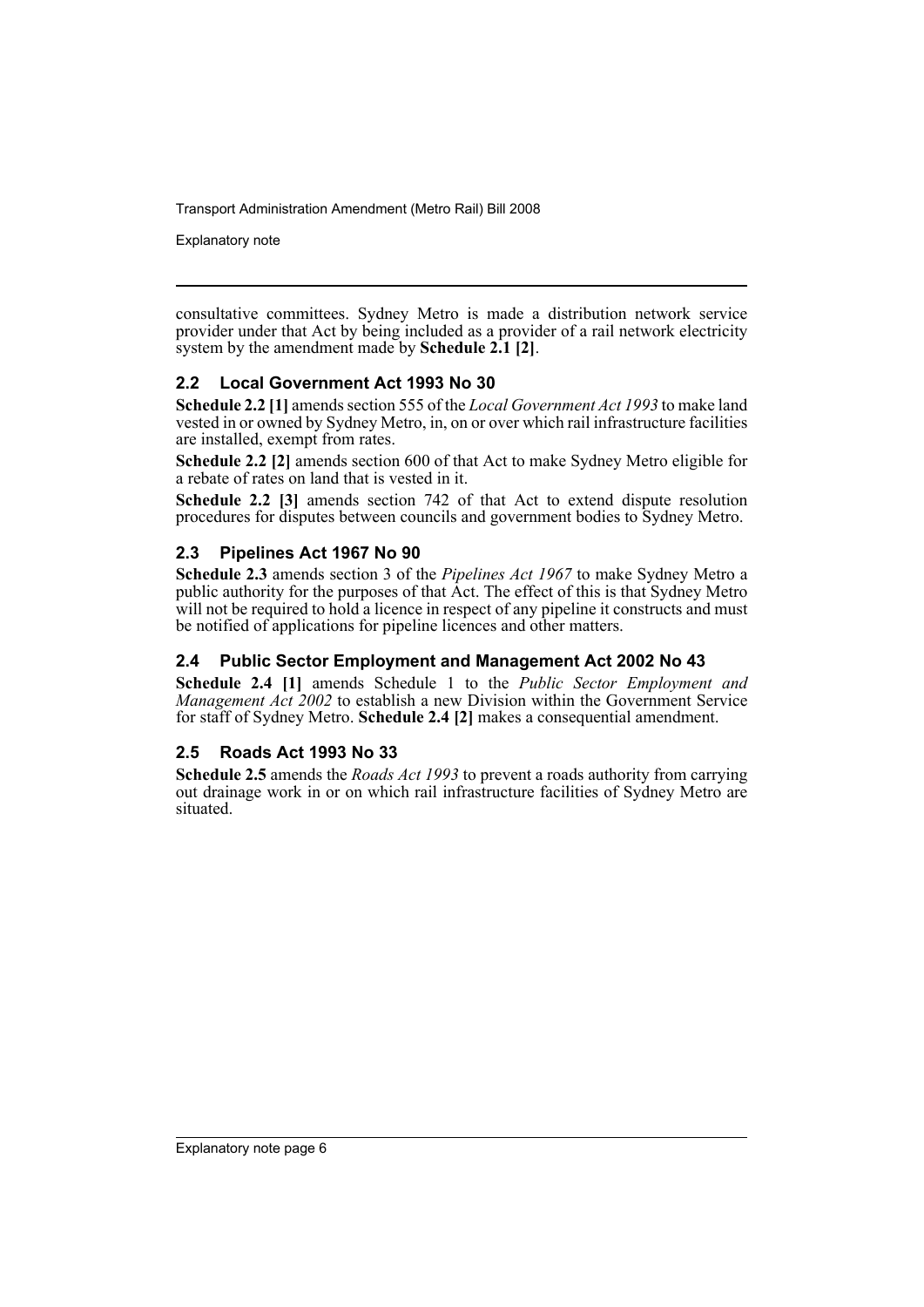consultative committees. Sydney Metro is made a distribution network service provider under that Act by being included as a provider of a rail network electricity system by the amendment made by **Schedule 2.1 [2]**.

### 2.2 Local Government Act 1993 No 30

**Schedule 2.2 [1]** amends section 555 of the *Local Government Act 1993* to make land vested in or owned by Sydney Metro, in, on or over which rail infrastructure facilities are installed, exempt from rates.

**Schedule 2.2 [2]** amends section 600 of that Act to make Sydney Metro eligible for a rebate of rates on land that is vested in it.

**Schedule 2.2 [3]** amends section 742 of that Act to extend dispute resolution procedures for disputes between councils and government bodies to Sydney Metro.

### 2.3 Pipelines Act 1967 No 90

**Schedule 2.3** amends section 3 of the *Pipelines Act 1967* to make Sydney Metro a public authority for the purposes of that Act. The effect of this is that Sydney Metro will not be required to hold a licence in respect of any pipeline it constructs and must be notified of applications for pipeline licences and other matters.

### 2.4 Public Sector Employment and Management Act 2002 No 43

**Schedule 2.4 [1]** amends Schedule 1 to the *Public Sector Employment and Management Act 2002* to establish a new Division within the Government Service for staff of Sydney Metro. **Schedule 2.4 [2]** makes a consequential amendment.

### 2.5 Roads Act 1993 No 33

**Schedule 2.5** amends the *Roads Act 1993* to prevent a roads authority from carrying out drainage work in or on which rail infrastructure facilities of Sydney Metro are situated.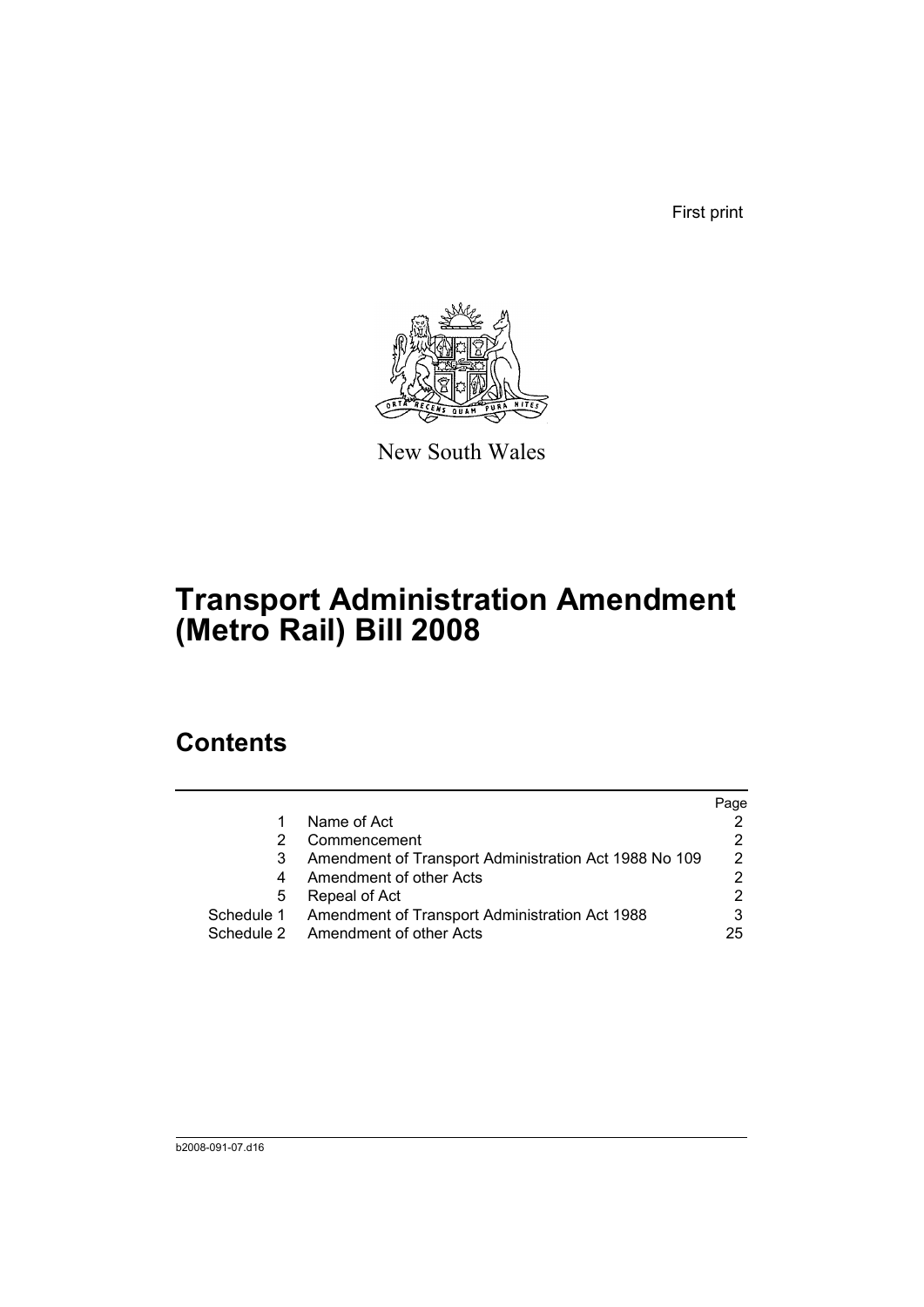First print

New South Wales

# Transport Administration Amendment (Metro Rail) Bill 2008

## Contents

| | | Page |
|---|---|---|
| 1 | Name of Act | 2 |
| 2 | Commencement | 2 |
| 3 | Amendment of Transport Administration Act 1988 No 109 | 2 |
| 4 | Amendment of other Acts | 2 |
| 5 | Repeal of Act | 2 |
| Schedule 1 | Amendment of Transport Administration Act 1988 | 3 |
| Schedule 2 | Amendment of other Acts | 25 |

b2008-091-07.d16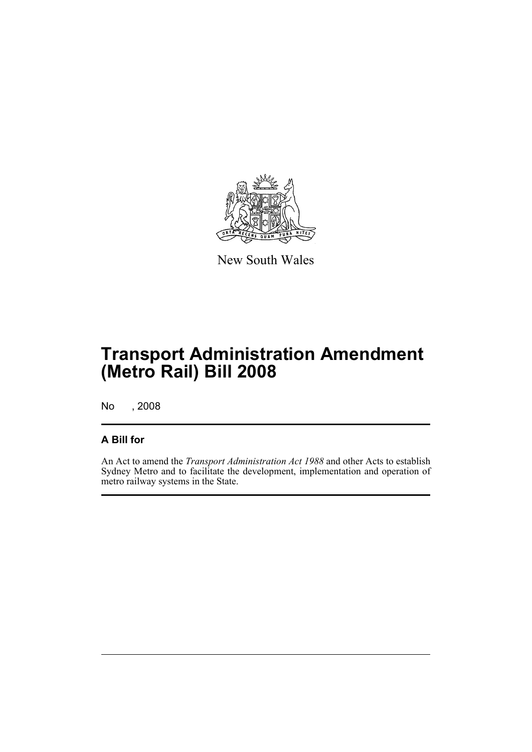New South Wales

# Transport Administration Amendment (Metro Rail) Bill 2008

No , 2008

## A Bill for

An Act to amend the *Transport Administration Act 1988* and other Acts to establish Sydney Metro and to facilitate the development, implementation and operation of metro railway systems in the State.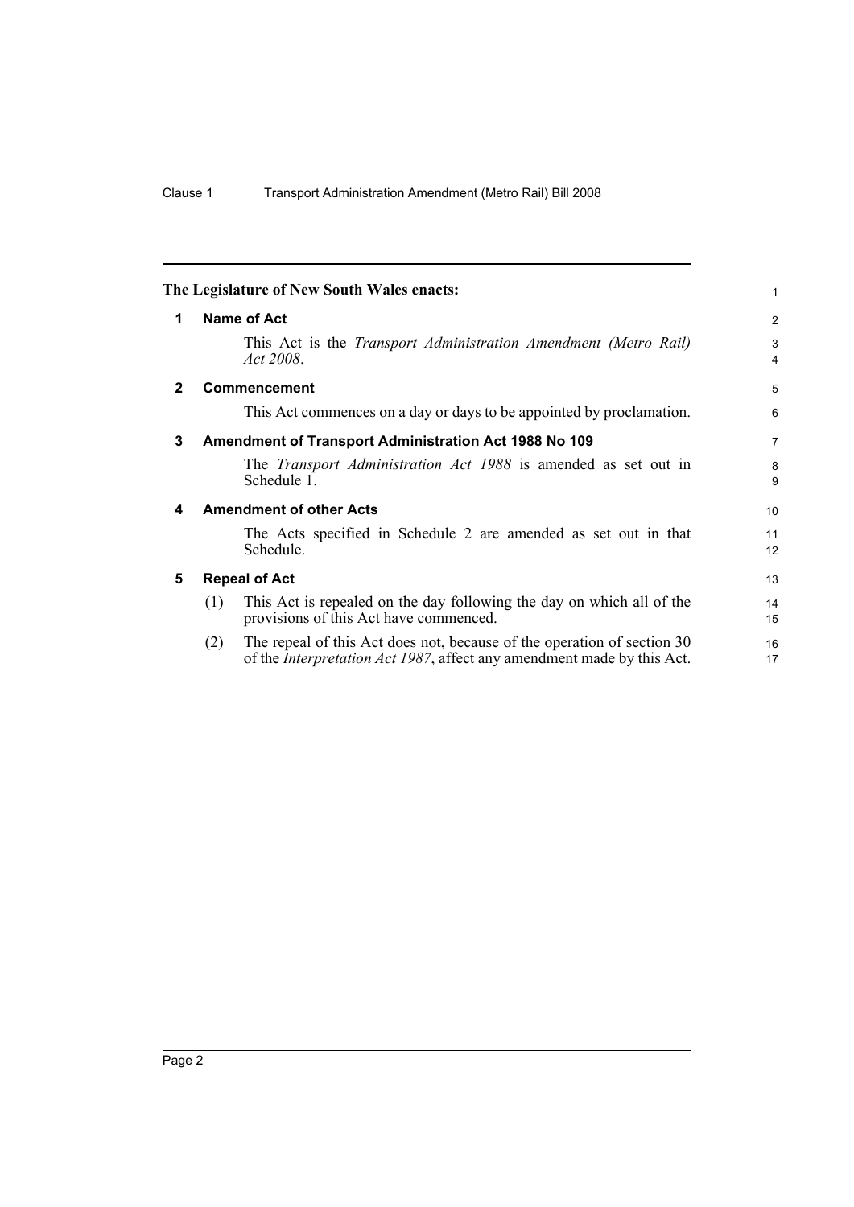**The Legislature of New South Wales enacts:**

## 1 Name of Act

This Act is the *Transport Administration Amendment (Metro Rail) Act 2008*.

## 2 Commencement

This Act commences on a day or days to be appointed by proclamation.

## 3 Amendment of Transport Administration Act 1988 No 109

The *Transport Administration Act 1988* is amended as set out in Schedule 1.

## 4 Amendment of other Acts

The Acts specified in Schedule 2 are amended as set out in that Schedule.

## 5 Repeal of Act

(1) This Act is repealed on the day following the day on which all of the provisions of this Act have commenced.

(2) The repeal of this Act does not, because of the operation of section 30 of the *Interpretation Act 1987*, affect any amendment made by this Act.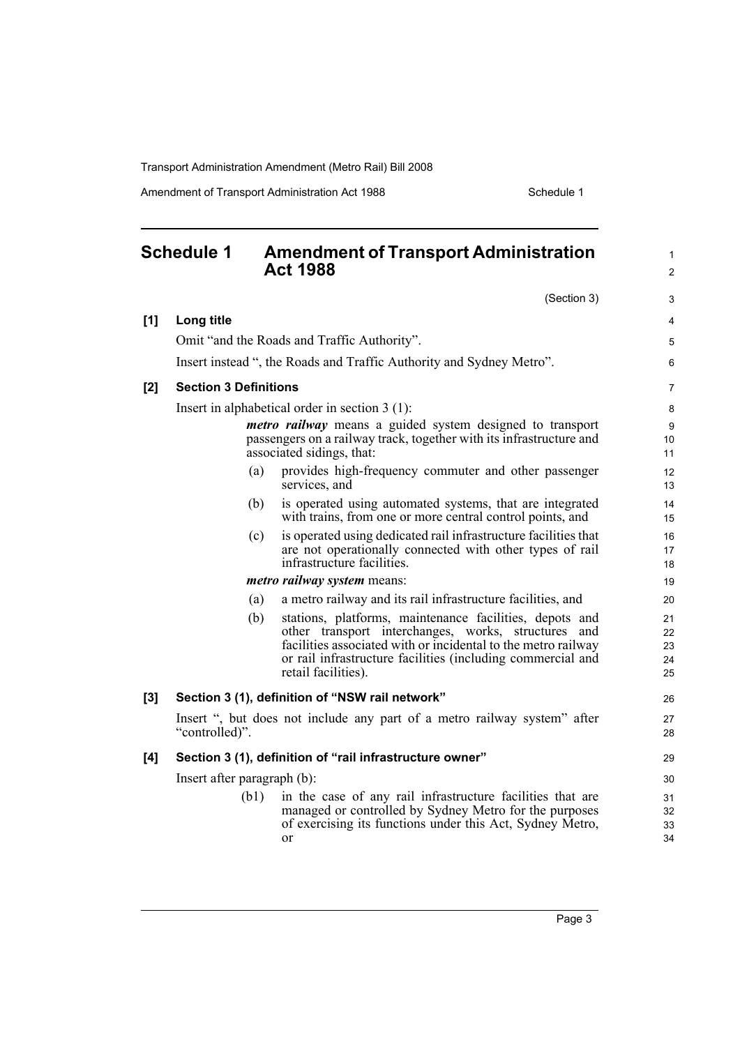## Schedule 1 Amendment of Transport Administration Act 1988

(Section 3)

**[1] Long title**

Omit "and the Roads and Traffic Authority".

Insert instead ", the Roads and Traffic Authority and Sydney Metro".

**[2] Section 3 Definitions**

Insert in alphabetical order in section 3 (1):

> ***metro railway*** means a guided system designed to transport passengers on a railway track, together with its infrastructure and associated sidings, that:
>
> (a) provides high-frequency commuter and other passenger services, and
>
> (b) is operated using automated systems, that are integrated with trains, from one or more central control points, and
>
> (c) is operated using dedicated rail infrastructure facilities that are not operationally connected with other types of rail infrastructure facilities.
>
> ***metro railway system*** means:
>
> (a) a metro railway and its rail infrastructure facilities, and
>
> (b) stations, platforms, maintenance facilities, depots and other transport interchanges, works, structures and facilities associated with or incidental to the metro railway or rail infrastructure facilities (including commercial and retail facilities).

**[3] Section 3 (1), definition of "NSW rail network"**

Insert ", but does not include any part of a metro railway system" after "controlled)".

**[4] Section 3 (1), definition of "rail infrastructure owner"**

Insert after paragraph (b):

> (b1) in the case of any rail infrastructure facilities that are managed or controlled by Sydney Metro for the purposes of exercising its functions under this Act, Sydney Metro, or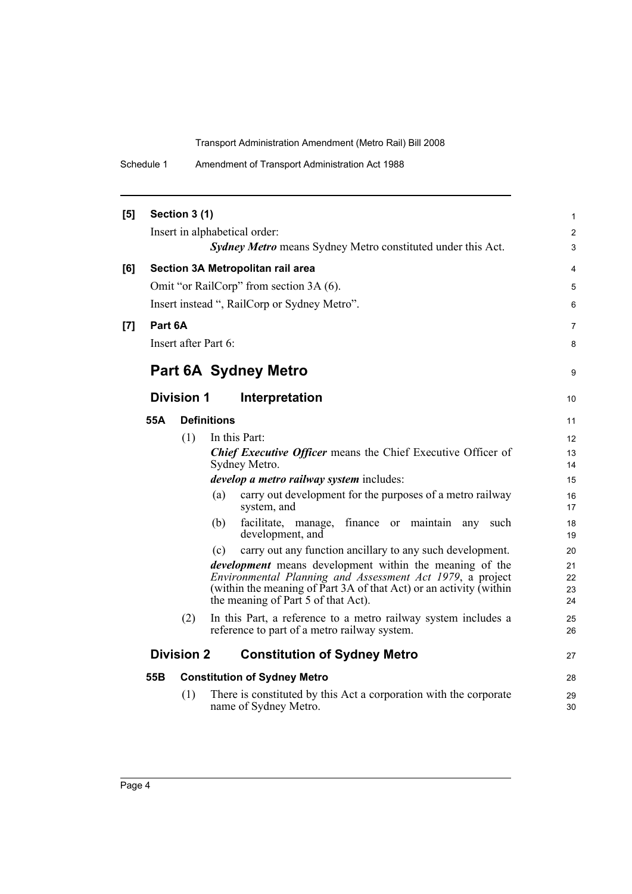**[5] Section 3 (1)**

Insert in alphabetical order:

> ***Sydney Metro*** means Sydney Metro constituted under this Act.

**[6] Section 3A Metropolitan rail area**

Omit "or RailCorp" from section 3A (6).

Insert instead ", RailCorp or Sydney Metro".

**[7] Part 6A**

Insert after Part 6:

# Part 6A Sydney Metro

## Division 1 Interpretation

### 55A Definitions

(1) In this Part:

***Chief Executive Officer*** means the Chief Executive Officer of Sydney Metro.

***develop a metro railway system*** includes:

(a) carry out development for the purposes of a metro railway system, and

(b) facilitate, manage, finance or maintain any such development, and

(c) carry out any function ancillary to any such development.

***development*** means development within the meaning of the *Environmental Planning and Assessment Act 1979*, a project (within the meaning of Part 3A of that Act) or an activity (within the meaning of Part 5 of that Act).

(2) In this Part, a reference to a metro railway system includes a reference to part of a metro railway system.

## Division 2 Constitution of Sydney Metro

### 55B Constitution of Sydney Metro

(1) There is constituted by this Act a corporation with the corporate name of Sydney Metro.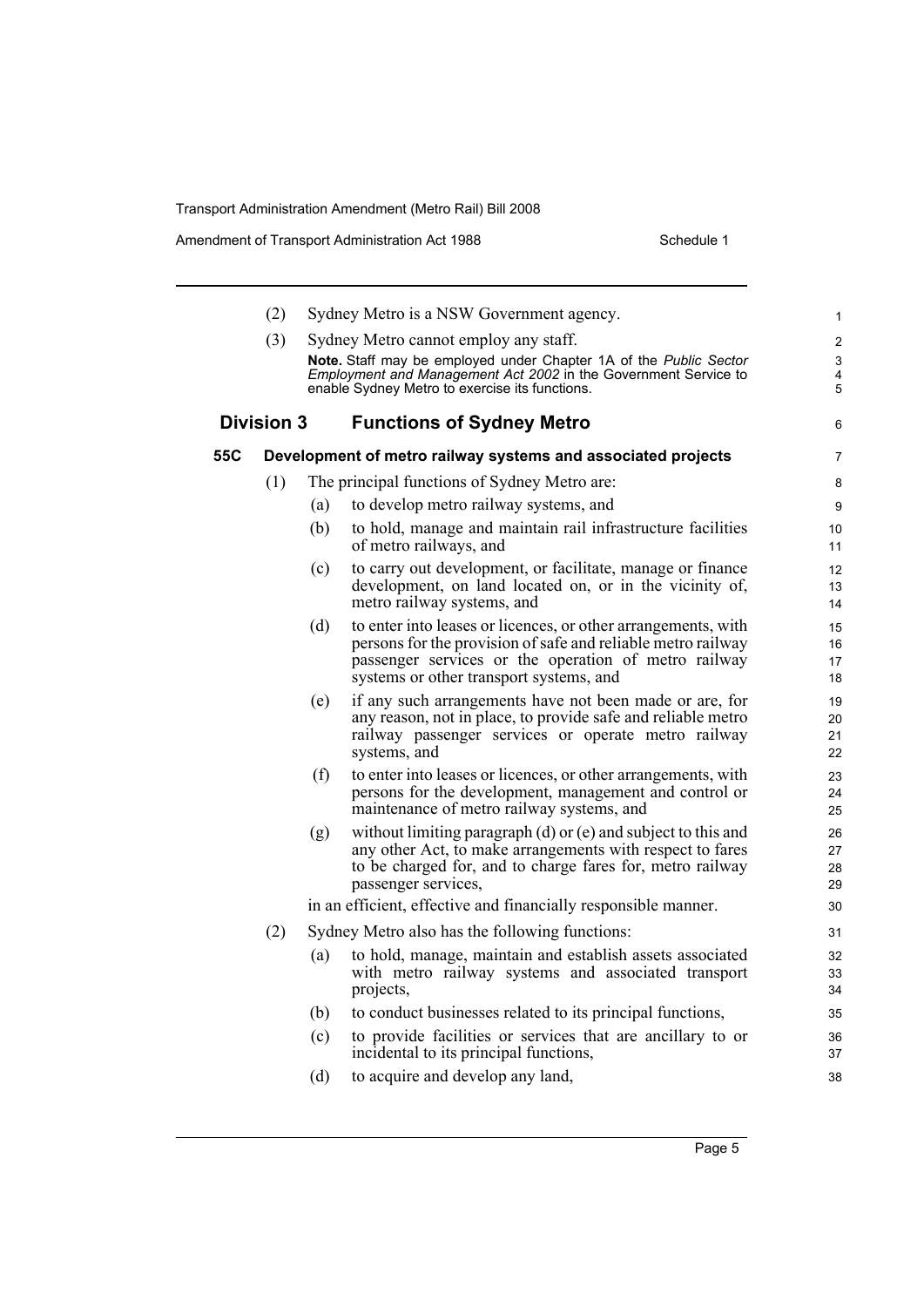(2) Sydney Metro is a NSW Government agency.

(3) Sydney Metro cannot employ any staff.

**Note.** Staff may be employed under Chapter 1A of the *Public Sector Employment and Management Act 2002* in the Government Service to enable Sydney Metro to exercise its functions.

## Division 3 Functions of Sydney Metro

### 55C Development of metro railway systems and associated projects

(1) The principal functions of Sydney Metro are:

(a) to develop metro railway systems, and

(b) to hold, manage and maintain rail infrastructure facilities of metro railways, and

(c) to carry out development, or facilitate, manage or finance development, on land located on, or in the vicinity of, metro railway systems, and

(d) to enter into leases or licences, or other arrangements, with persons for the provision of safe and reliable metro railway passenger services or the operation of metro railway systems or other transport systems, and

(e) if any such arrangements have not been made or are, for any reason, not in place, to provide safe and reliable metro railway passenger services or operate metro railway systems, and

(f) to enter into leases or licences, or other arrangements, with persons for the development, management and control or maintenance of metro railway systems, and

(g) without limiting paragraph (d) or (e) and subject to this and any other Act, to make arrangements with respect to fares to be charged for, and to charge fares for, metro railway passenger services,

in an efficient, effective and financially responsible manner.

(2) Sydney Metro also has the following functions:

(a) to hold, manage, maintain and establish assets associated with metro railway systems and associated transport projects,

(b) to conduct businesses related to its principal functions,

(c) to provide facilities or services that are ancillary to or incidental to its principal functions,

(d) to acquire and develop any land,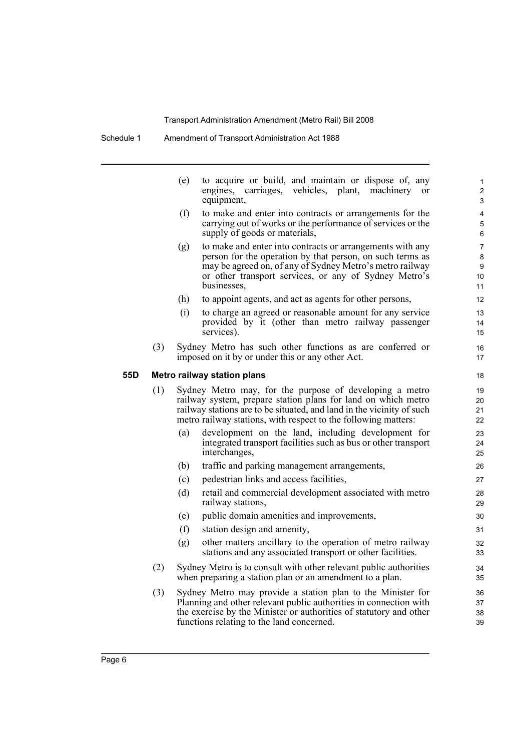(e) to acquire or build, and maintain or dispose of, any engines, carriages, vehicles, plant, machinery or equipment,

(f) to make and enter into contracts or arrangements for the carrying out of works or the performance of services or the supply of goods or materials,

(g) to make and enter into contracts or arrangements with any person for the operation by that person, on such terms as may be agreed on, of any of Sydney Metro's metro railway or other transport services, or any of Sydney Metro's businesses,

(h) to appoint agents, and act as agents for other persons,

(i) to charge an agreed or reasonable amount for any service provided by it (other than metro railway passenger services).

(3) Sydney Metro has such other functions as are conferred or imposed on it by or under this or any other Act.

**55D Metro railway station plans**

(1) Sydney Metro may, for the purpose of developing a metro railway system, prepare station plans for land on which metro railway stations are to be situated, and land in the vicinity of such metro railway stations, with respect to the following matters:

(a) development on the land, including development for integrated transport facilities such as bus or other transport interchanges,

(b) traffic and parking management arrangements,

(c) pedestrian links and access facilities,

(d) retail and commercial development associated with metro railway stations,

(e) public domain amenities and improvements,

(f) station design and amenity,

(g) other matters ancillary to the operation of metro railway stations and any associated transport or other facilities.

(2) Sydney Metro is to consult with other relevant public authorities when preparing a station plan or an amendment to a plan.

(3) Sydney Metro may provide a station plan to the Minister for Planning and other relevant public authorities in connection with the exercise by the Minister or authorities of statutory and other functions relating to the land concerned.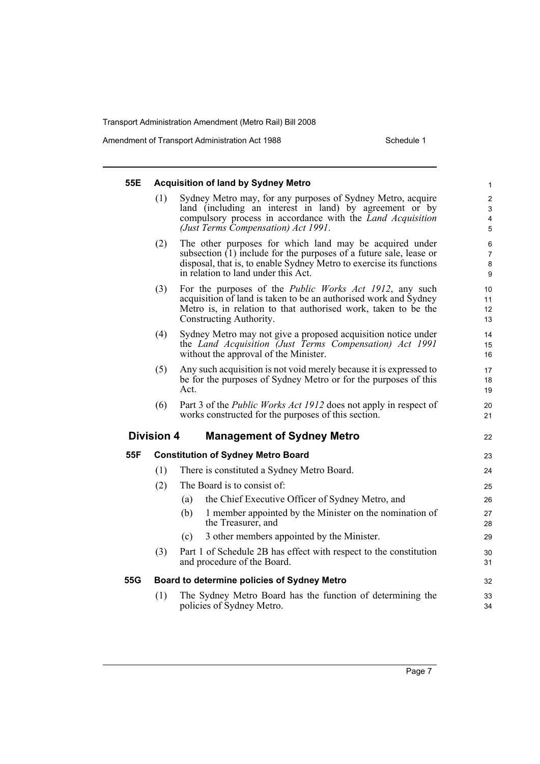#### 55E Acquisition of land by Sydney Metro

(1) Sydney Metro may, for any purposes of Sydney Metro, acquire land (including an interest in land) by agreement or by compulsory process in accordance with the *Land Acquisition (Just Terms Compensation) Act 1991*.

(2) The other purposes for which land may be acquired under subsection (1) include for the purposes of a future sale, lease or disposal, that is, to enable Sydney Metro to exercise its functions in relation to land under this Act.

(3) For the purposes of the *Public Works Act 1912*, any such acquisition of land is taken to be an authorised work and Sydney Metro is, in relation to that authorised work, taken to be the Constructing Authority.

(4) Sydney Metro may not give a proposed acquisition notice under the *Land Acquisition (Just Terms Compensation) Act 1991* without the approval of the Minister.

(5) Any such acquisition is not void merely because it is expressed to be for the purposes of Sydney Metro or for the purposes of this Act.

(6) Part 3 of the *Public Works Act 1912* does not apply in respect of works constructed for the purposes of this section.

### Division 4 Management of Sydney Metro

#### 55F Constitution of Sydney Metro Board

(1) There is constituted a Sydney Metro Board.

(2) The Board is to consist of:

(a) the Chief Executive Officer of Sydney Metro, and

(b) 1 member appointed by the Minister on the nomination of the Treasurer, and

(c) 3 other members appointed by the Minister.

(3) Part 1 of Schedule 2B has effect with respect to the constitution and procedure of the Board.

#### 55G Board to determine policies of Sydney Metro

(1) The Sydney Metro Board has the function of determining the policies of Sydney Metro.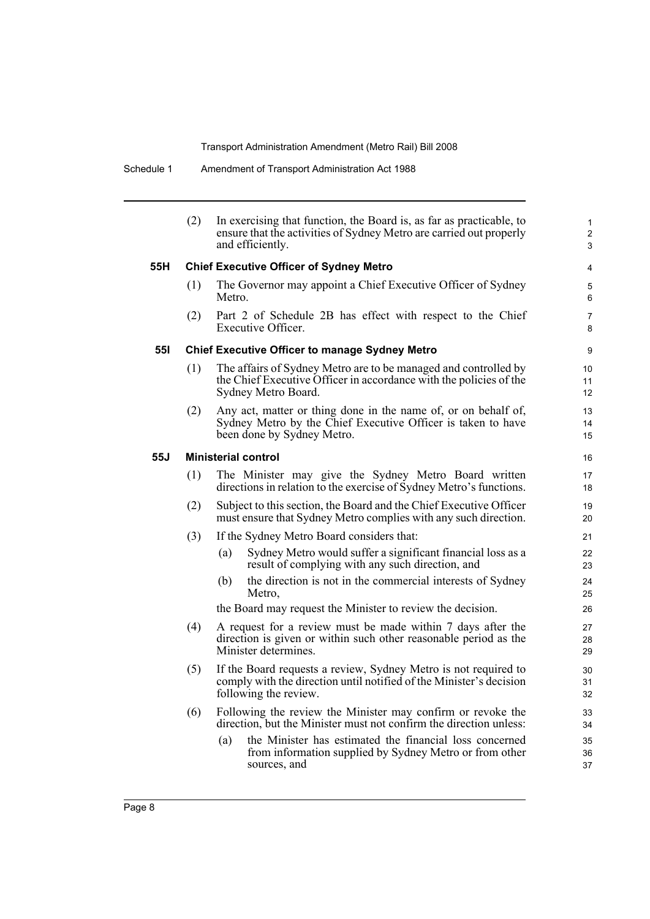(2) In exercising that function, the Board is, as far as practicable, to ensure that the activities of Sydney Metro are carried out properly and efficiently.

**55H Chief Executive Officer of Sydney Metro**

(1) The Governor may appoint a Chief Executive Officer of Sydney Metro.

(2) Part 2 of Schedule 2B has effect with respect to the Chief Executive Officer.

**55I Chief Executive Officer to manage Sydney Metro**

(1) The affairs of Sydney Metro are to be managed and controlled by the Chief Executive Officer in accordance with the policies of the Sydney Metro Board.

(2) Any act, matter or thing done in the name of, or on behalf of, Sydney Metro by the Chief Executive Officer is taken to have been done by Sydney Metro.

**55J Ministerial control**

(1) The Minister may give the Sydney Metro Board written directions in relation to the exercise of Sydney Metro's functions.

(2) Subject to this section, the Board and the Chief Executive Officer must ensure that Sydney Metro complies with any such direction.

(3) If the Sydney Metro Board considers that:

- (a) Sydney Metro would suffer a significant financial loss as a result of complying with any such direction, and
- (b) the direction is not in the commercial interests of Sydney Metro,

the Board may request the Minister to review the decision.

(4) A request for a review must be made within 7 days after the direction is given or within such other reasonable period as the Minister determines.

(5) If the Board requests a review, Sydney Metro is not required to comply with the direction until notified of the Minister's decision following the review.

(6) Following the review the Minister may confirm or revoke the direction, but the Minister must not confirm the direction unless:

- (a) the Minister has estimated the financial loss concerned from information supplied by Sydney Metro or from other sources, and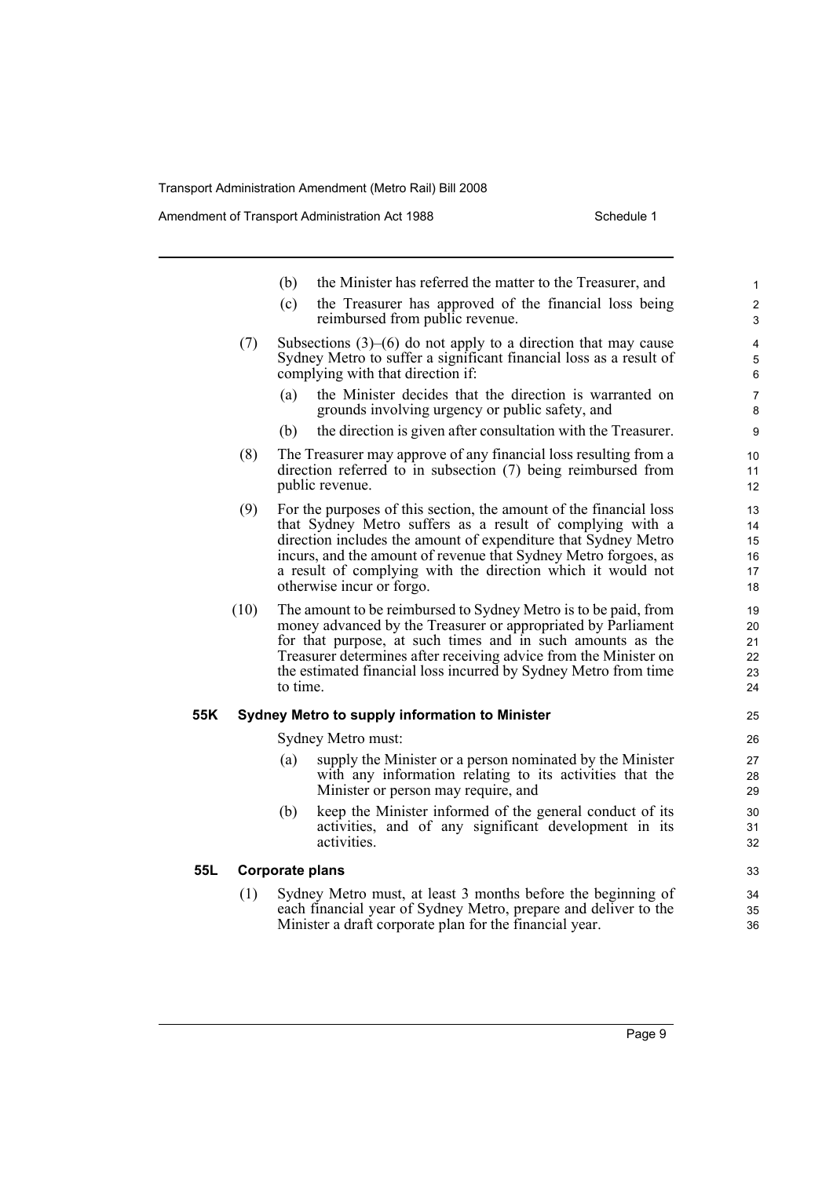(b) the Minister has referred the matter to the Treasurer, and

(c) the Treasurer has approved of the financial loss being reimbursed from public revenue.

(7) Subsections (3)–(6) do not apply to a direction that may cause Sydney Metro to suffer a significant financial loss as a result of complying with that direction if:

(a) the Minister decides that the direction is warranted on grounds involving urgency or public safety, and

(b) the direction is given after consultation with the Treasurer.

(8) The Treasurer may approve of any financial loss resulting from a direction referred to in subsection (7) being reimbursed from public revenue.

(9) For the purposes of this section, the amount of the financial loss that Sydney Metro suffers as a result of complying with a direction includes the amount of expenditure that Sydney Metro incurs, and the amount of revenue that Sydney Metro forgoes, as a result of complying with the direction which it would not otherwise incur or forgo.

(10) The amount to be reimbursed to Sydney Metro is to be paid, from money advanced by the Treasurer or appropriated by Parliament for that purpose, at such times and in such amounts as the Treasurer determines after receiving advice from the Minister on the estimated financial loss incurred by Sydney Metro from time to time.

### 55K Sydney Metro to supply information to Minister

Sydney Metro must:

(a) supply the Minister or a person nominated by the Minister with any information relating to its activities that the Minister or person may require, and

(b) keep the Minister informed of the general conduct of its activities, and of any significant development in its activities.

### 55L Corporate plans

(1) Sydney Metro must, at least 3 months before the beginning of each financial year of Sydney Metro, prepare and deliver to the Minister a draft corporate plan for the financial year.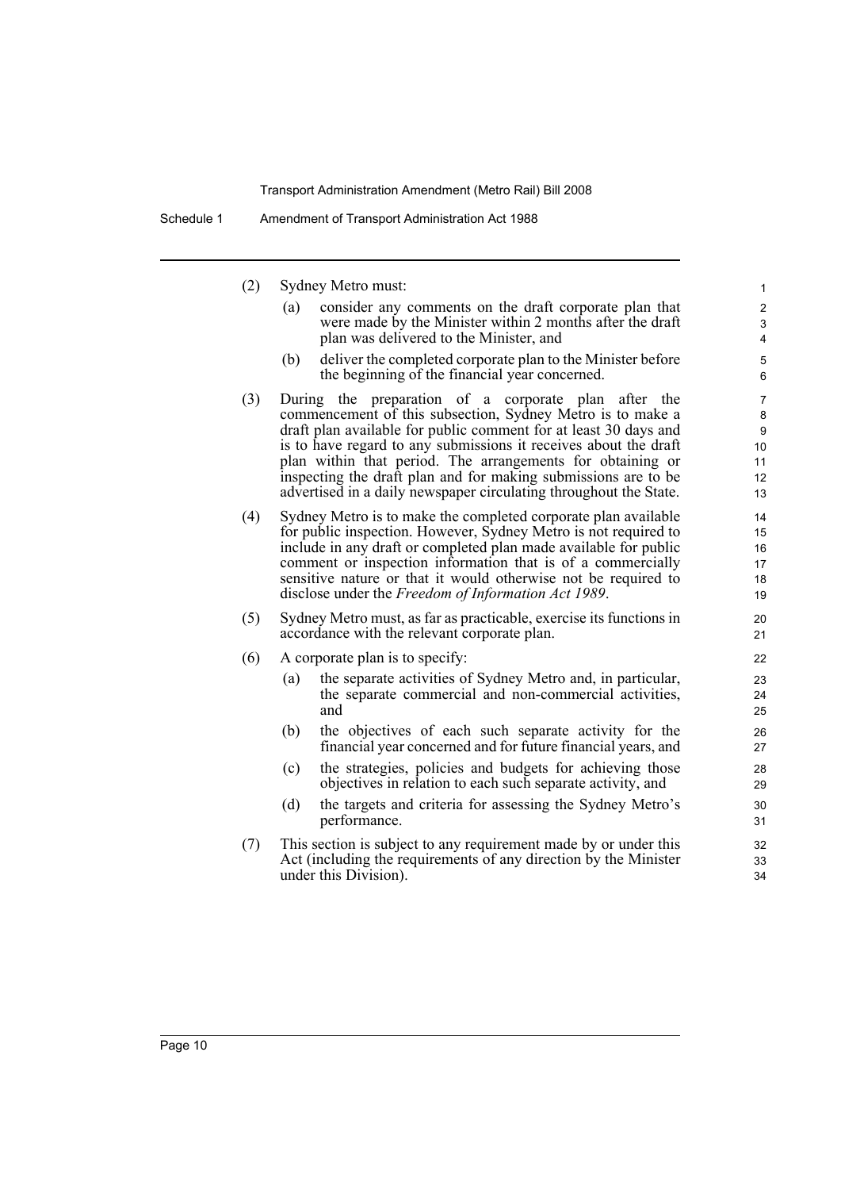(2) Sydney Metro must:

  (a) consider any comments on the draft corporate plan that were made by the Minister within 2 months after the draft plan was delivered to the Minister, and

  (b) deliver the completed corporate plan to the Minister before the beginning of the financial year concerned.

(3) During the preparation of a corporate plan after the commencement of this subsection, Sydney Metro is to make a draft plan available for public comment for at least 30 days and is to have regard to any submissions it receives about the draft plan within that period. The arrangements for obtaining or inspecting the draft plan and for making submissions are to be advertised in a daily newspaper circulating throughout the State.

(4) Sydney Metro is to make the completed corporate plan available for public inspection. However, Sydney Metro is not required to include in any draft or completed plan made available for public comment or inspection information that is of a commercially sensitive nature or that it would otherwise not be required to disclose under the *Freedom of Information Act 1989*.

(5) Sydney Metro must, as far as practicable, exercise its functions in accordance with the relevant corporate plan.

(6) A corporate plan is to specify:

  (a) the separate activities of Sydney Metro and, in particular, the separate commercial and non-commercial activities, and

  (b) the objectives of each such separate activity for the financial year concerned and for future financial years, and

  (c) the strategies, policies and budgets for achieving those objectives in relation to each such separate activity, and

  (d) the targets and criteria for assessing the Sydney Metro's performance.

(7) This section is subject to any requirement made by or under this Act (including the requirements of any direction by the Minister under this Division).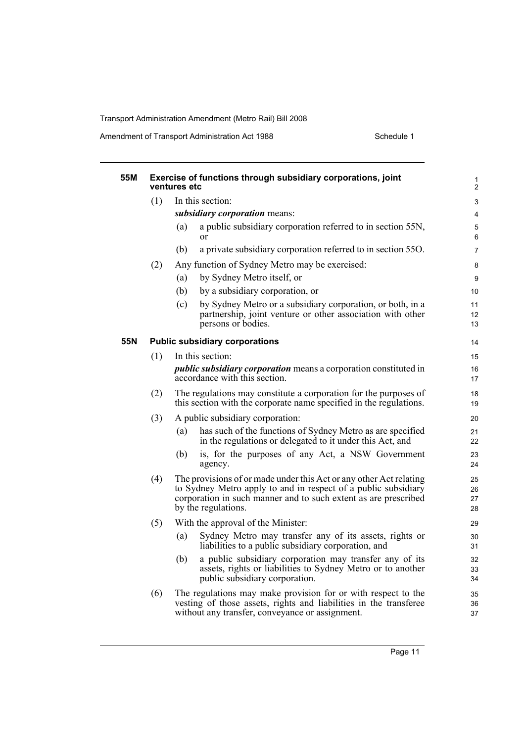### 55M Exercise of functions through subsidiary corporations, joint ventures etc

(1) In this section:

***subsidiary corporation*** means:

(a) a public subsidiary corporation referred to in section 55N, or

(b) a private subsidiary corporation referred to in section 55O.

(2) Any function of Sydney Metro may be exercised:

(a) by Sydney Metro itself, or

(b) by a subsidiary corporation, or

(c) by Sydney Metro or a subsidiary corporation, or both, in a partnership, joint venture or other association with other persons or bodies.

### 55N Public subsidiary corporations

(1) In this section:

***public subsidiary corporation*** means a corporation constituted in accordance with this section.

(2) The regulations may constitute a corporation for the purposes of this section with the corporate name specified in the regulations.

(3) A public subsidiary corporation:

(a) has such of the functions of Sydney Metro as are specified in the regulations or delegated to it under this Act, and

(b) is, for the purposes of any Act, a NSW Government agency.

(4) The provisions of or made under this Act or any other Act relating to Sydney Metro apply to and in respect of a public subsidiary corporation in such manner and to such extent as are prescribed by the regulations.

(5) With the approval of the Minister:

(a) Sydney Metro may transfer any of its assets, rights or liabilities to a public subsidiary corporation, and

(b) a public subsidiary corporation may transfer any of its assets, rights or liabilities to Sydney Metro or to another public subsidiary corporation.

(6) The regulations may make provision for or with respect to the vesting of those assets, rights and liabilities in the transferee without any transfer, conveyance or assignment.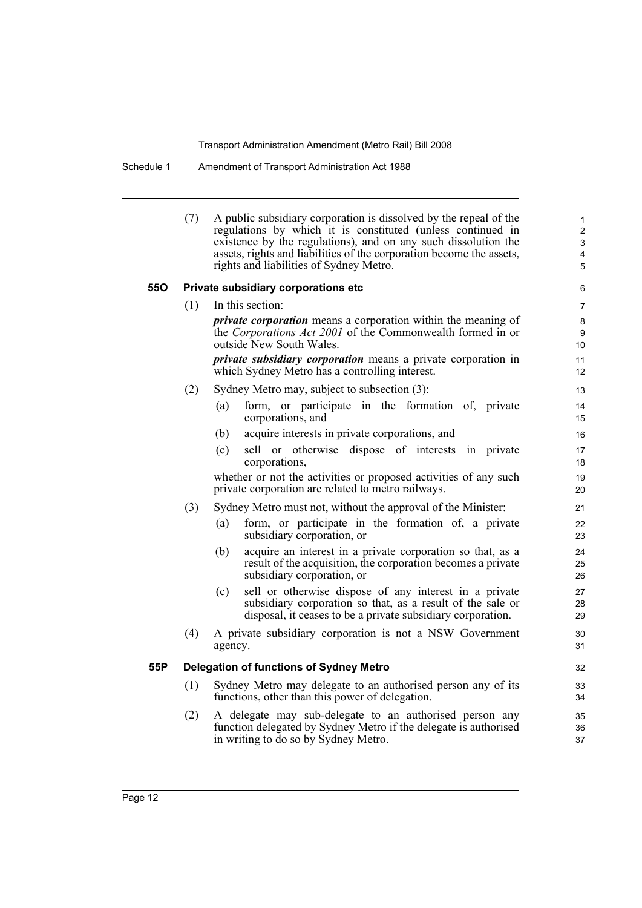(7) A public subsidiary corporation is dissolved by the repeal of the regulations by which it is constituted (unless continued in existence by the regulations), and on any such dissolution the assets, rights and liabilities of the corporation become the assets, rights and liabilities of Sydney Metro.

### 55O Private subsidiary corporations etc

(1) In this section:

***private corporation*** means a corporation within the meaning of the *Corporations Act 2001* of the Commonwealth formed in or outside New South Wales.

***private subsidiary corporation*** means a private corporation in which Sydney Metro has a controlling interest.

(2) Sydney Metro may, subject to subsection (3):

- (a) form, or participate in the formation of, private corporations, and
- (b) acquire interests in private corporations, and
- (c) sell or otherwise dispose of interests in private corporations,

whether or not the activities or proposed activities of any such private corporation are related to metro railways.

(3) Sydney Metro must not, without the approval of the Minister:

- (a) form, or participate in the formation of, a private subsidiary corporation, or
- (b) acquire an interest in a private corporation so that, as a result of the acquisition, the corporation becomes a private subsidiary corporation, or
- (c) sell or otherwise dispose of any interest in a private subsidiary corporation so that, as a result of the sale or disposal, it ceases to be a private subsidiary corporation.

(4) A private subsidiary corporation is not a NSW Government agency.

### 55P Delegation of functions of Sydney Metro

(1) Sydney Metro may delegate to an authorised person any of its functions, other than this power of delegation.

(2) A delegate may sub-delegate to an authorised person any function delegated by Sydney Metro if the delegate is authorised in writing to do so by Sydney Metro.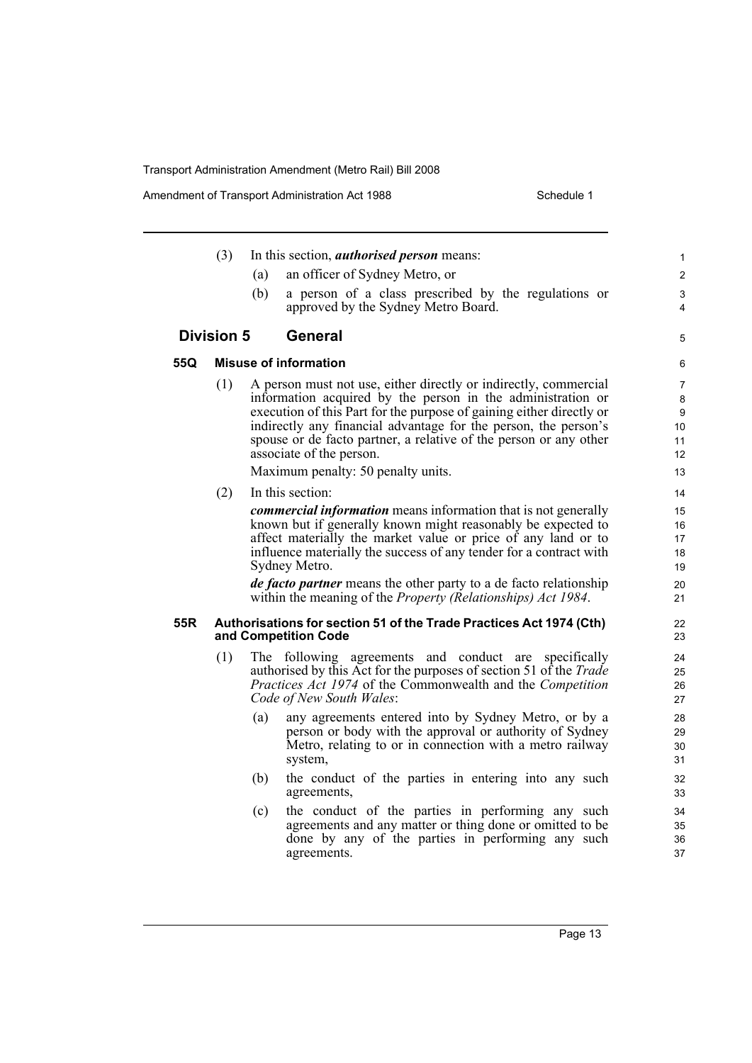(3) In this section, ***authorised person*** means:

(a) an officer of Sydney Metro, or

(b) a person of a class prescribed by the regulations or approved by the Sydney Metro Board.

## Division 5 General

### 55Q Misuse of information

(1) A person must not use, either directly or indirectly, commercial information acquired by the person in the administration or execution of this Part for the purpose of gaining either directly or indirectly any financial advantage for the person, the person's spouse or de facto partner, a relative of the person or any other associate of the person.

Maximum penalty: 50 penalty units.

(2) In this section:

***commercial information*** means information that is not generally known but if generally known might reasonably be expected to affect materially the market value or price of any land or to influence materially the success of any tender for a contract with Sydney Metro.

***de facto partner*** means the other party to a de facto relationship within the meaning of the *Property (Relationships) Act 1984*.

### 55R Authorisations for section 51 of the Trade Practices Act 1974 (Cth) and Competition Code

(1) The following agreements and conduct are specifically authorised by this Act for the purposes of section 51 of the *Trade Practices Act 1974* of the Commonwealth and the *Competition Code of New South Wales*:

(a) any agreements entered into by Sydney Metro, or by a person or body with the approval or authority of Sydney Metro, relating to or in connection with a metro railway system,

(b) the conduct of the parties in entering into any such agreements,

(c) the conduct of the parties in performing any such agreements and any matter or thing done or omitted to be done by any of the parties in performing any such agreements.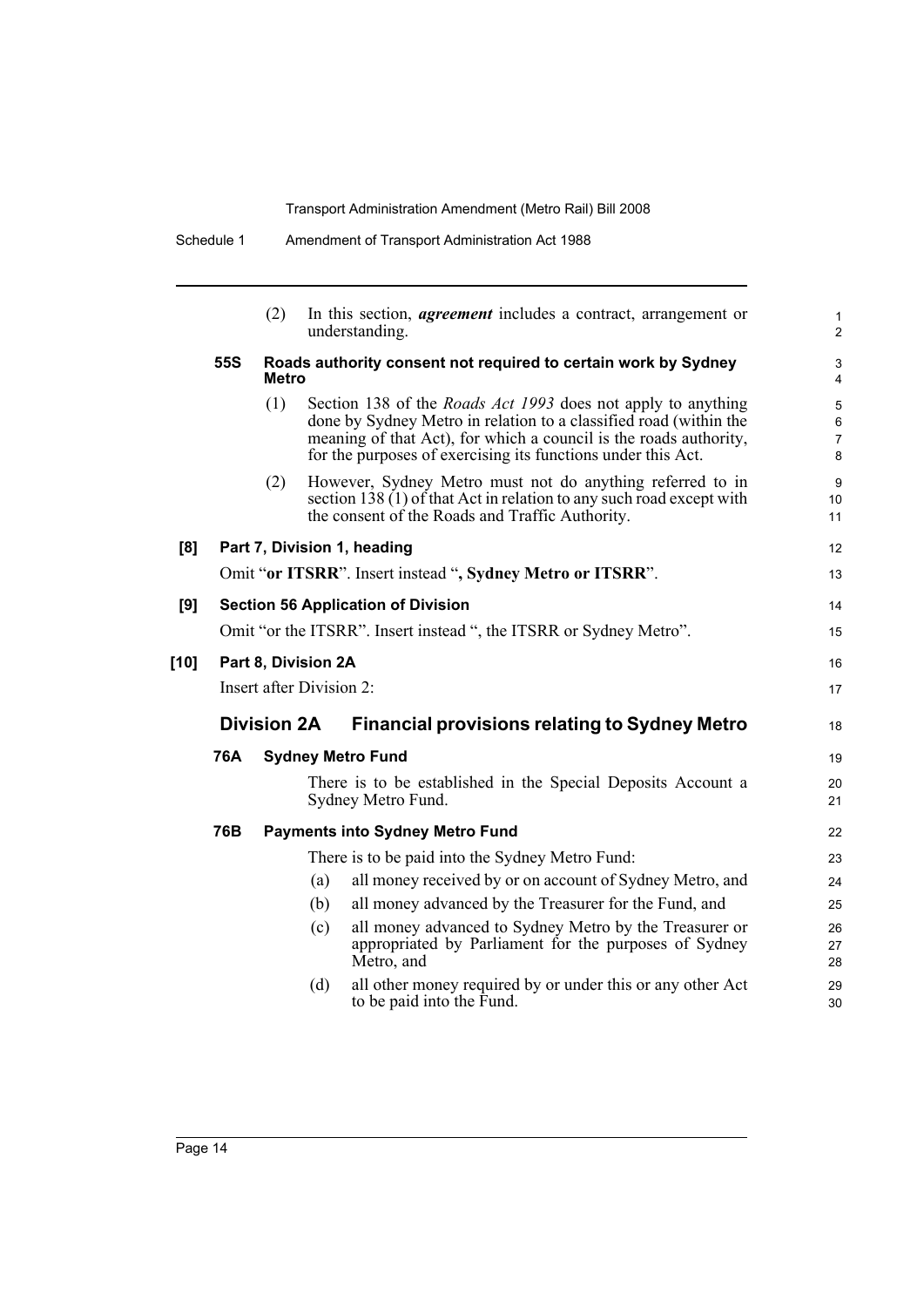(2) In this section, ***agreement*** includes a contract, arrangement or understanding.

**55S Roads authority consent not required to certain work by Sydney Metro**

(1) Section 138 of the *Roads Act 1993* does not apply to anything done by Sydney Metro in relation to a classified road (within the meaning of that Act), for which a council is the roads authority, for the purposes of exercising its functions under this Act.

(2) However, Sydney Metro must not do anything referred to in section 138 (1) of that Act in relation to any such road except with the consent of the Roads and Traffic Authority.

**[8] Part 7, Division 1, heading**

Omit "**or ITSRR**". Insert instead "**, Sydney Metro or ITSRR**".

**[9] Section 56 Application of Division**

Omit "or the ITSRR". Insert instead ", the ITSRR or Sydney Metro".

**[10] Part 8, Division 2A**

Insert after Division 2:

## Division 2A Financial provisions relating to Sydney Metro

**76A Sydney Metro Fund**

There is to be established in the Special Deposits Account a Sydney Metro Fund.

**76B Payments into Sydney Metro Fund**

There is to be paid into the Sydney Metro Fund:

(a) all money received by or on account of Sydney Metro, and

(b) all money advanced by the Treasurer for the Fund, and

(c) all money advanced to Sydney Metro by the Treasurer or appropriated by Parliament for the purposes of Sydney Metro, and

(d) all other money required by or under this or any other Act to be paid into the Fund.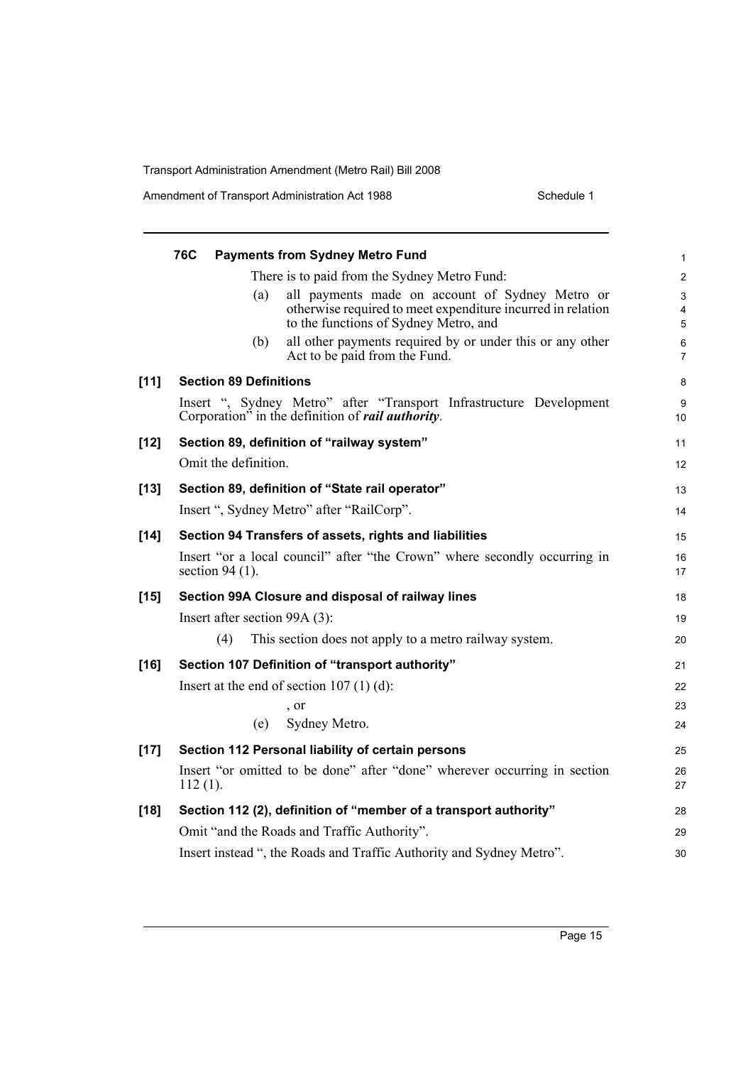#### 76C Payments from Sydney Metro Fund

There is to paid from the Sydney Metro Fund:

(a) all payments made on account of Sydney Metro or otherwise required to meet expenditure incurred in relation to the functions of Sydney Metro, and

(b) all other payments required by or under this or any other Act to be paid from the Fund.

### [11] Section 89 Definitions

Insert ", Sydney Metro" after "Transport Infrastructure Development Corporation" in the definition of ***rail authority***.

### [12] Section 89, definition of "railway system"

Omit the definition.

### [13] Section 89, definition of "State rail operator"

Insert ", Sydney Metro" after "RailCorp".

### [14] Section 94 Transfers of assets, rights and liabilities

Insert "or a local council" after "the Crown" where secondly occurring in section 94 (1).

### [15] Section 99A Closure and disposal of railway lines

Insert after section 99A (3):

(4) This section does not apply to a metro railway system.

### [16] Section 107 Definition of "transport authority"

Insert at the end of section 107 (1) (d):

, or

(e) Sydney Metro.

### [17] Section 112 Personal liability of certain persons

Insert "or omitted to be done" after "done" wherever occurring in section 112 (1).

### [18] Section 112 (2), definition of "member of a transport authority"

Omit "and the Roads and Traffic Authority".

Insert instead ", the Roads and Traffic Authority and Sydney Metro".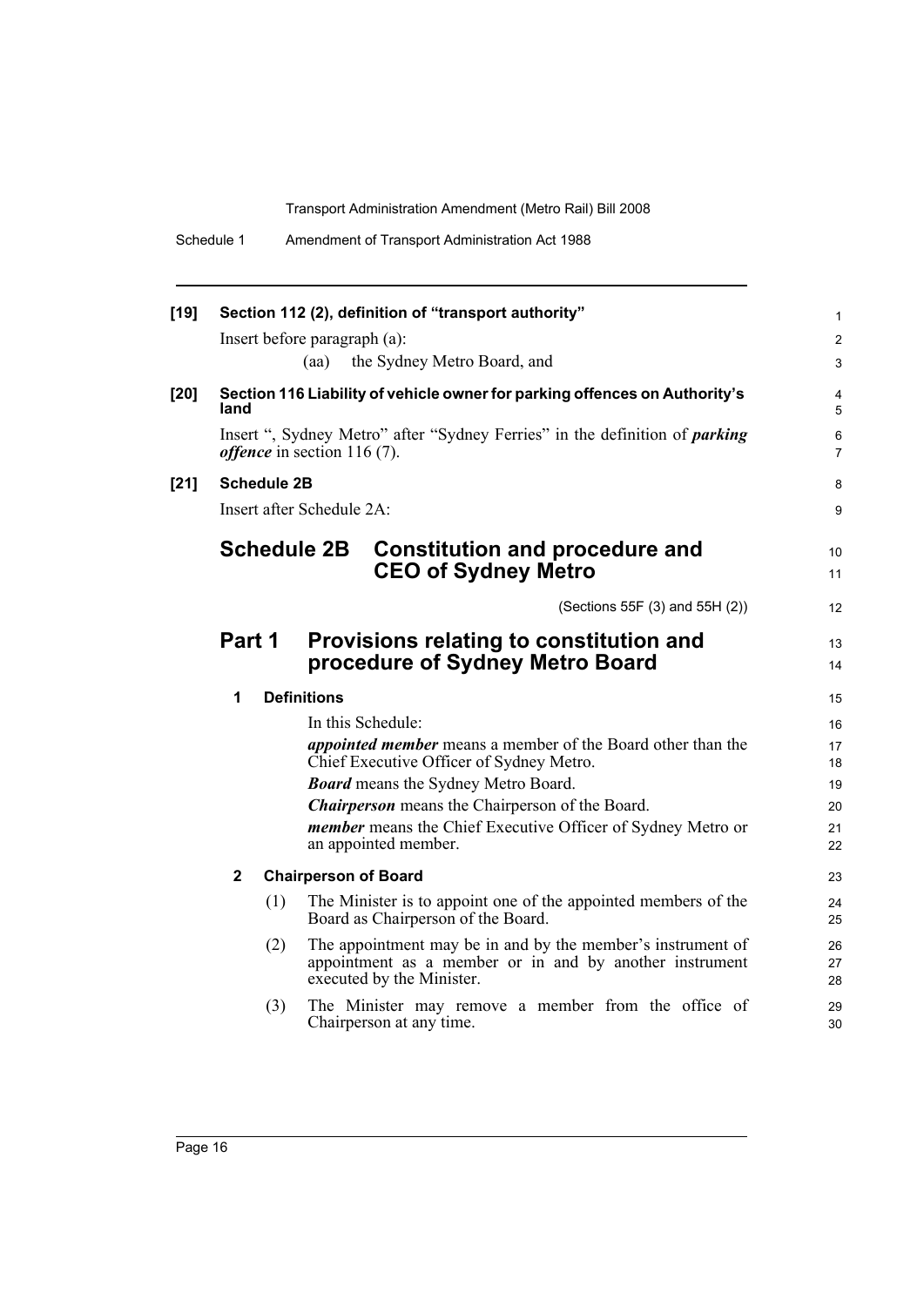**[19] Section 112 (2), definition of "transport authority"**

Insert before paragraph (a):

(aa) the Sydney Metro Board, and

**[20] Section 116 Liability of vehicle owner for parking offences on Authority's land**

Insert ", Sydney Metro" after "Sydney Ferries" in the definition of ***parking offence*** in section 116 (7).

**[21] Schedule 2B**

Insert after Schedule 2A:

# Schedule 2B Constitution and procedure and CEO of Sydney Metro

(Sections 55F (3) and 55H (2))

## Part 1 Provisions relating to constitution and procedure of Sydney Metro Board

### 1 Definitions

In this Schedule:

***appointed member*** means a member of the Board other than the Chief Executive Officer of Sydney Metro.

***Board*** means the Sydney Metro Board.

***Chairperson*** means the Chairperson of the Board.

***member*** means the Chief Executive Officer of Sydney Metro or an appointed member.

### 2 Chairperson of Board

(1) The Minister is to appoint one of the appointed members of the Board as Chairperson of the Board.

(2) The appointment may be in and by the member's instrument of appointment as a member or in and by another instrument executed by the Minister.

(3) The Minister may remove a member from the office of Chairperson at any time.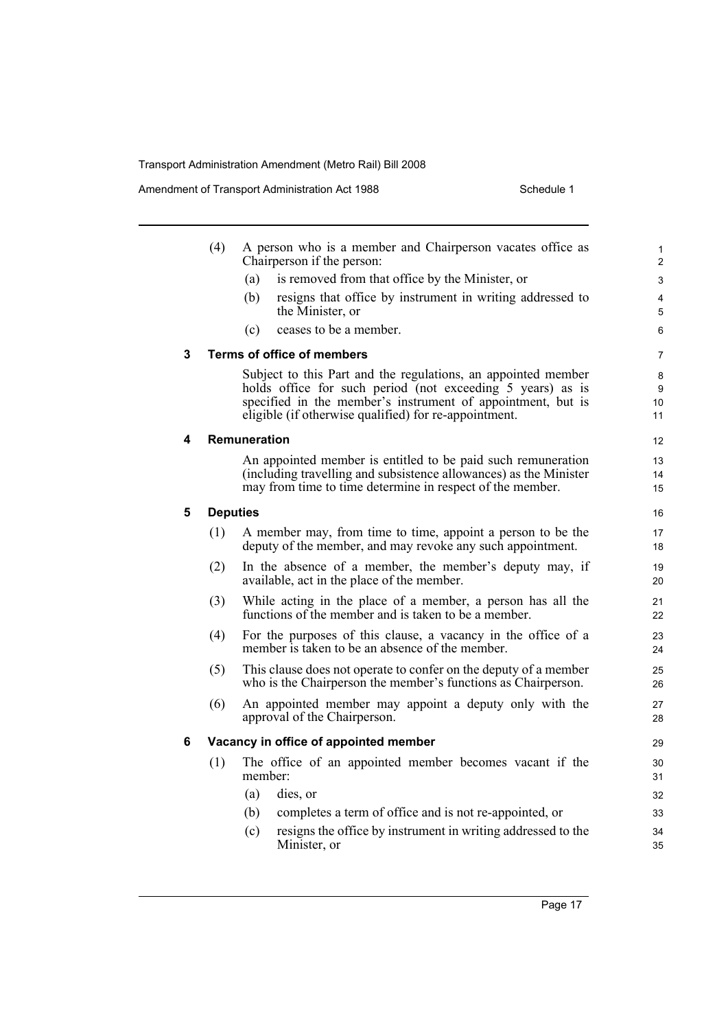(4) A person who is a member and Chairperson vacates office as Chairperson if the person:

(a) is removed from that office by the Minister, or

(b) resigns that office by instrument in writing addressed to the Minister, or

(c) ceases to be a member.

### 3 Terms of office of members

Subject to this Part and the regulations, an appointed member holds office for such period (not exceeding 5 years) as is specified in the member's instrument of appointment, but is eligible (if otherwise qualified) for re-appointment.

### 4 Remuneration

An appointed member is entitled to be paid such remuneration (including travelling and subsistence allowances) as the Minister may from time to time determine in respect of the member.

### 5 Deputies

(1) A member may, from time to time, appoint a person to be the deputy of the member, and may revoke any such appointment.

(2) In the absence of a member, the member's deputy may, if available, act in the place of the member.

(3) While acting in the place of a member, a person has all the functions of the member and is taken to be a member.

(4) For the purposes of this clause, a vacancy in the office of a member is taken to be an absence of the member.

(5) This clause does not operate to confer on the deputy of a member who is the Chairperson the member's functions as Chairperson.

(6) An appointed member may appoint a deputy only with the approval of the Chairperson.

### 6 Vacancy in office of appointed member

(1) The office of an appointed member becomes vacant if the member:

(a) dies, or

(b) completes a term of office and is not re-appointed, or

(c) resigns the office by instrument in writing addressed to the Minister, or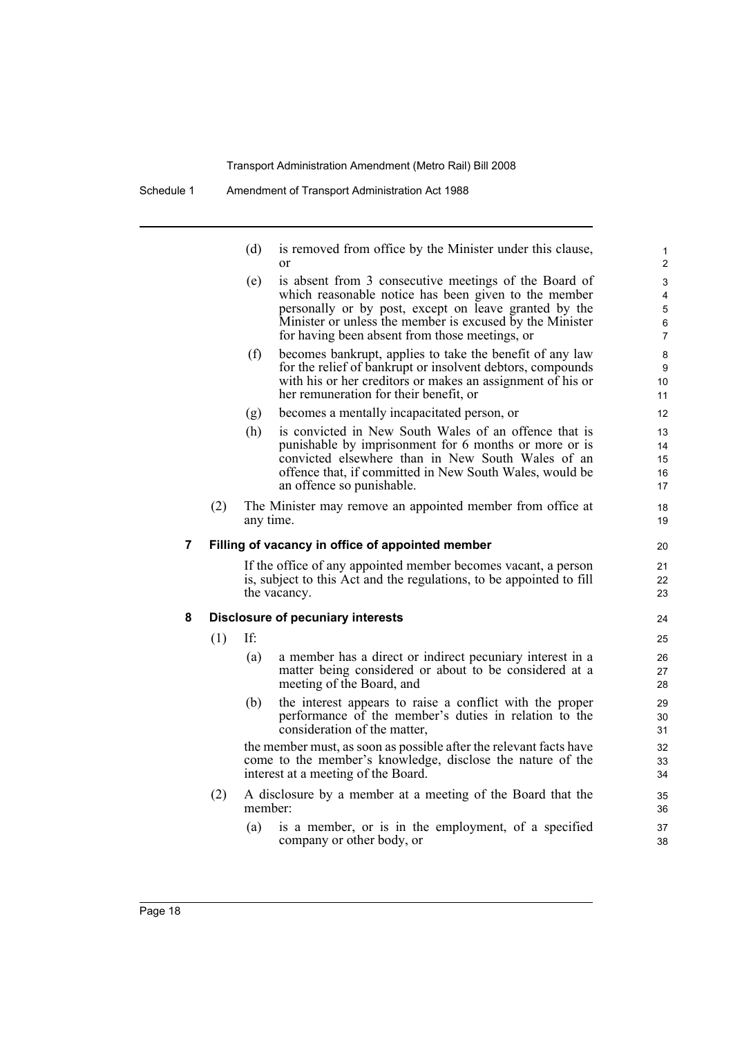(d) is removed from office by the Minister under this clause, or

(e) is absent from 3 consecutive meetings of the Board of which reasonable notice has been given to the member personally or by post, except on leave granted by the Minister or unless the member is excused by the Minister for having been absent from those meetings, or

(f) becomes bankrupt, applies to take the benefit of any law for the relief of bankrupt or insolvent debtors, compounds with his or her creditors or makes an assignment of his or her remuneration for their benefit, or

(g) becomes a mentally incapacitated person, or

(h) is convicted in New South Wales of an offence that is punishable by imprisonment for 6 months or more or is convicted elsewhere than in New South Wales of an offence that, if committed in New South Wales, would be an offence so punishable.

(2) The Minister may remove an appointed member from office at any time.

### 7 Filling of vacancy in office of appointed member

If the office of any appointed member becomes vacant, a person is, subject to this Act and the regulations, to be appointed to fill the vacancy.

### 8 Disclosure of pecuniary interests

(1) If:

(a) a member has a direct or indirect pecuniary interest in a matter being considered or about to be considered at a meeting of the Board, and

(b) the interest appears to raise a conflict with the proper performance of the member's duties in relation to the consideration of the matter,

the member must, as soon as possible after the relevant facts have come to the member's knowledge, disclose the nature of the interest at a meeting of the Board.

(2) A disclosure by a member at a meeting of the Board that the member:

(a) is a member, or is in the employment, of a specified company or other body, or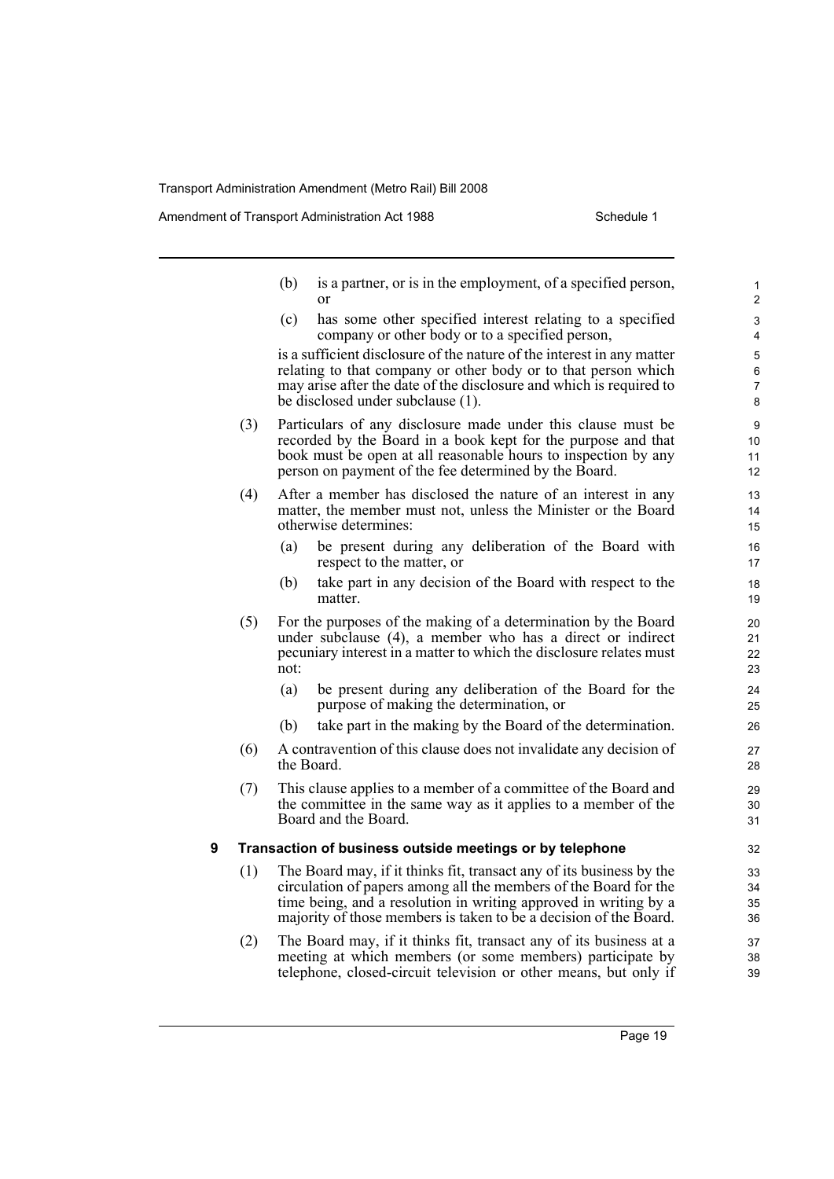(b) is a partner, or is in the employment, of a specified person, or

(c) has some other specified interest relating to a specified company or other body or to a specified person,

is a sufficient disclosure of the nature of the interest in any matter relating to that company or other body or to that person which may arise after the date of the disclosure and which is required to be disclosed under subclause (1).

(3) Particulars of any disclosure made under this clause must be recorded by the Board in a book kept for the purpose and that book must be open at all reasonable hours to inspection by any person on payment of the fee determined by the Board.

(4) After a member has disclosed the nature of an interest in any matter, the member must not, unless the Minister or the Board otherwise determines:

(a) be present during any deliberation of the Board with respect to the matter, or

(b) take part in any decision of the Board with respect to the matter.

(5) For the purposes of the making of a determination by the Board under subclause (4), a member who has a direct or indirect pecuniary interest in a matter to which the disclosure relates must not:

(a) be present during any deliberation of the Board for the purpose of making the determination, or

(b) take part in the making by the Board of the determination.

(6) A contravention of this clause does not invalidate any decision of the Board.

(7) This clause applies to a member of a committee of the Board and the committee in the same way as it applies to a member of the Board and the Board.

### 9 Transaction of business outside meetings or by telephone

(1) The Board may, if it thinks fit, transact any of its business by the circulation of papers among all the members of the Board for the time being, and a resolution in writing approved in writing by a majority of those members is taken to be a decision of the Board.

(2) The Board may, if it thinks fit, transact any of its business at a meeting at which members (or some members) participate by telephone, closed-circuit television or other means, but only if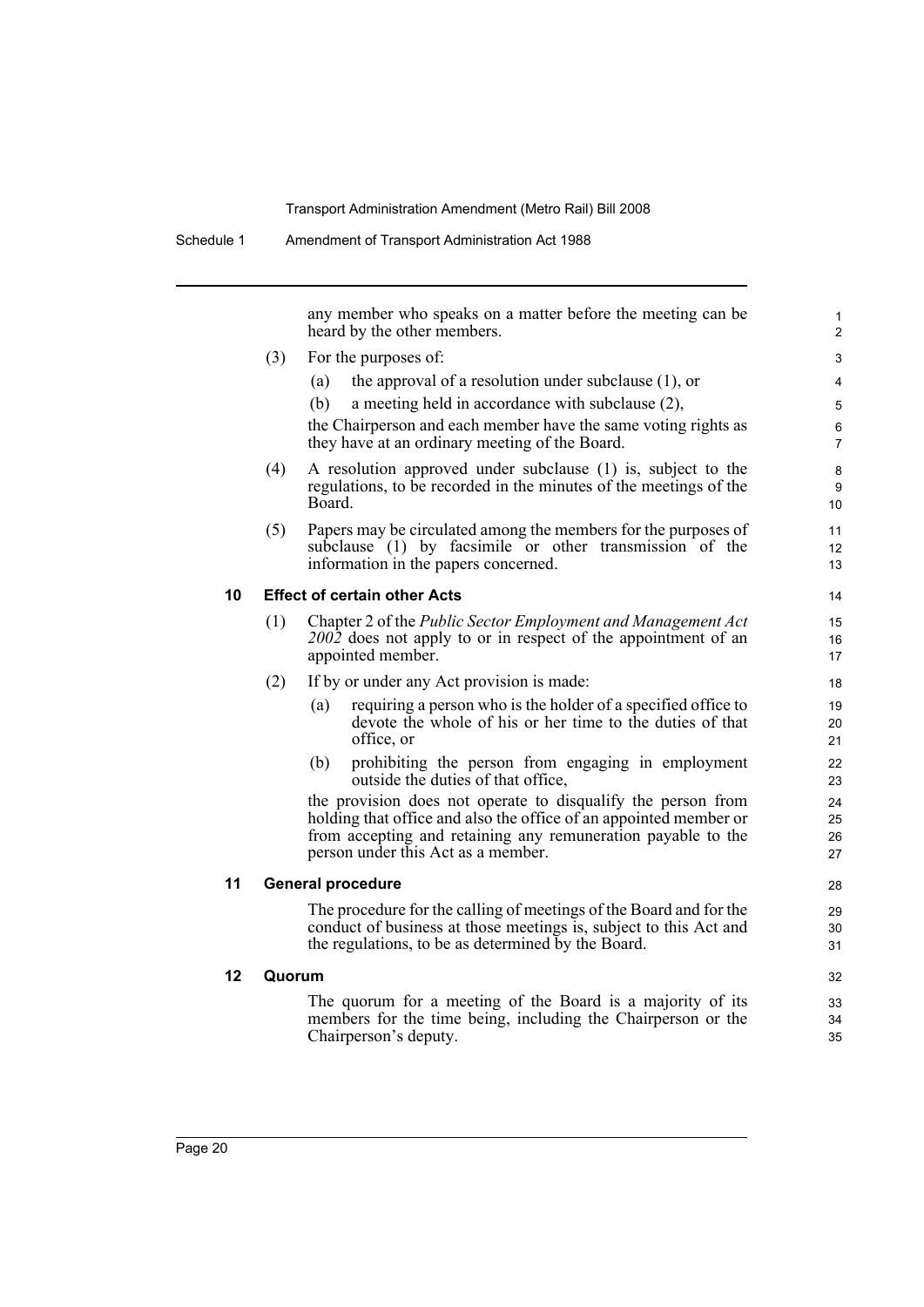any member who speaks on a matter before the meeting can be heard by the other members.

(3) For the purposes of:

(a) the approval of a resolution under subclause (1), or

(b) a meeting held in accordance with subclause (2),

the Chairperson and each member have the same voting rights as they have at an ordinary meeting of the Board.

(4) A resolution approved under subclause (1) is, subject to the regulations, to be recorded in the minutes of the meetings of the Board.

(5) Papers may be circulated among the members for the purposes of subclause (1) by facsimile or other transmission of the information in the papers concerned.

### 10 Effect of certain other Acts

(1) Chapter 2 of the *Public Sector Employment and Management Act 2002* does not apply to or in respect of the appointment of an appointed member.

(2) If by or under any Act provision is made:

(a) requiring a person who is the holder of a specified office to devote the whole of his or her time to the duties of that office, or

(b) prohibiting the person from engaging in employment outside the duties of that office,

the provision does not operate to disqualify the person from holding that office and also the office of an appointed member or from accepting and retaining any remuneration payable to the person under this Act as a member.

### 11 General procedure

The procedure for the calling of meetings of the Board and for the conduct of business at those meetings is, subject to this Act and the regulations, to be as determined by the Board.

### 12 Quorum

The quorum for a meeting of the Board is a majority of its members for the time being, including the Chairperson or the Chairperson's deputy.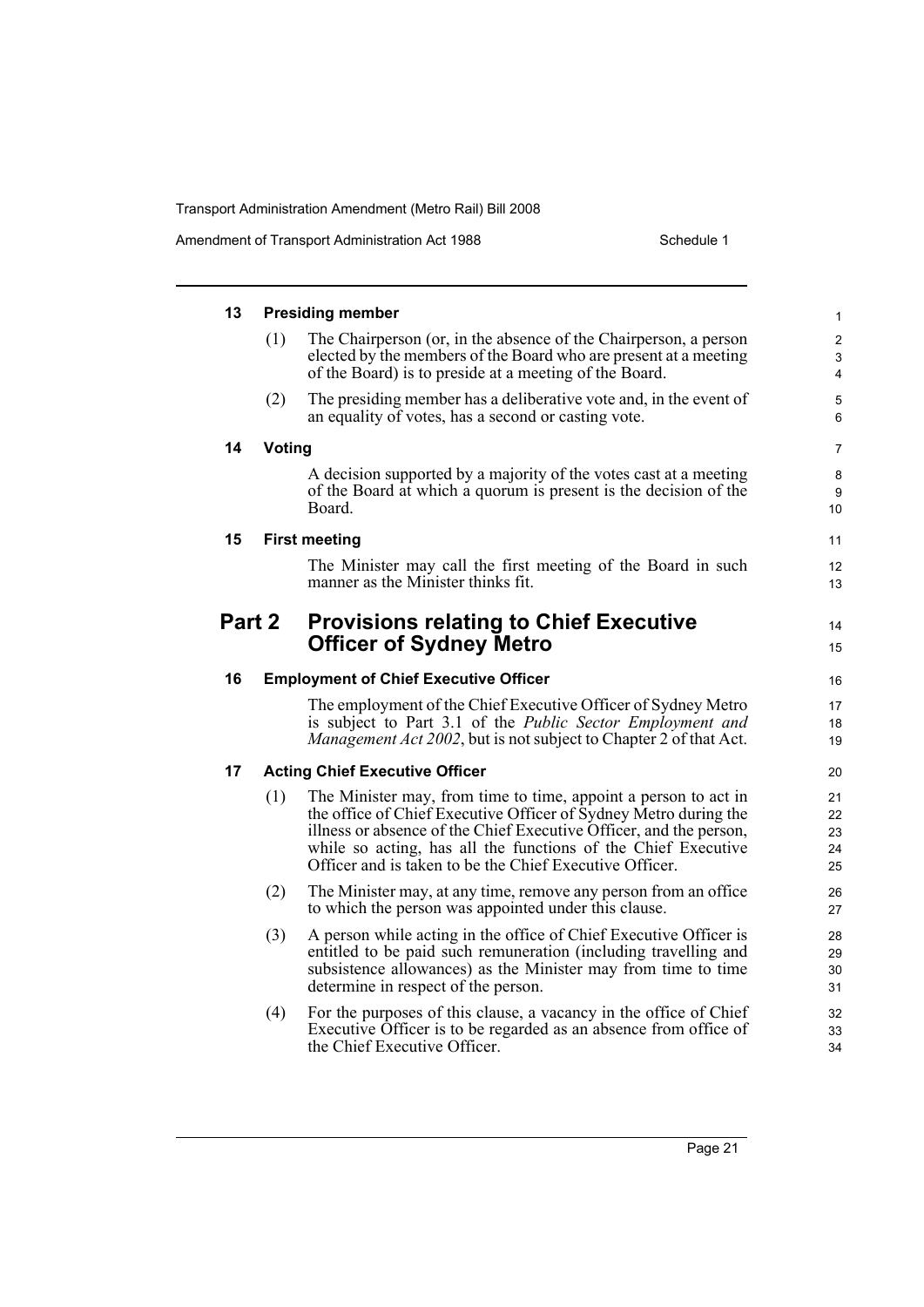### 13 Presiding member

(1) The Chairperson (or, in the absence of the Chairperson, a person elected by the members of the Board who are present at a meeting of the Board) is to preside at a meeting of the Board.

(2) The presiding member has a deliberative vote and, in the event of an equality of votes, has a second or casting vote.

### 14 Voting

A decision supported by a majority of the votes cast at a meeting of the Board at which a quorum is present is the decision of the Board.

### 15 First meeting

The Minister may call the first meeting of the Board in such manner as the Minister thinks fit.

## Part 2 Provisions relating to Chief Executive Officer of Sydney Metro

### 16 Employment of Chief Executive Officer

The employment of the Chief Executive Officer of Sydney Metro is subject to Part 3.1 of the *Public Sector Employment and Management Act 2002*, but is not subject to Chapter 2 of that Act.

### 17 Acting Chief Executive Officer

(1) The Minister may, from time to time, appoint a person to act in the office of Chief Executive Officer of Sydney Metro during the illness or absence of the Chief Executive Officer, and the person, while so acting, has all the functions of the Chief Executive Officer and is taken to be the Chief Executive Officer.

(2) The Minister may, at any time, remove any person from an office to which the person was appointed under this clause.

(3) A person while acting in the office of Chief Executive Officer is entitled to be paid such remuneration (including travelling and subsistence allowances) as the Minister may from time to time determine in respect of the person.

(4) For the purposes of this clause, a vacancy in the office of Chief Executive Officer is to be regarded as an absence from office of the Chief Executive Officer.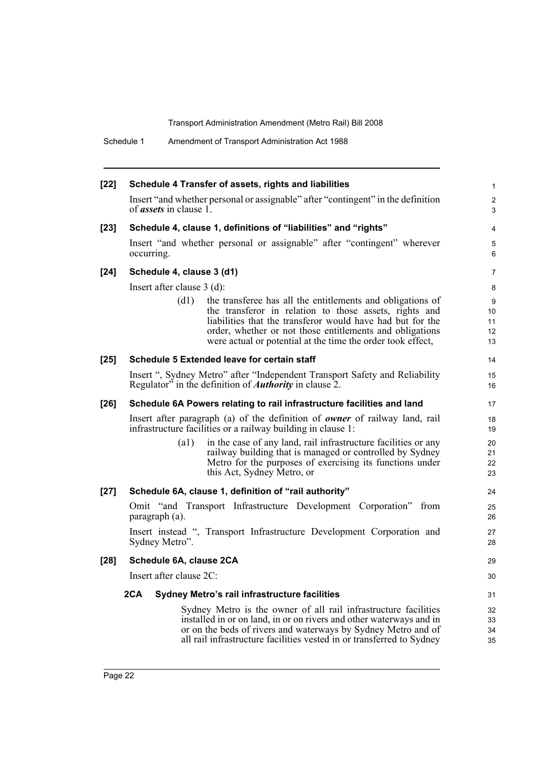**[22] Schedule 4 Transfer of assets, rights and liabilities**

Insert "and whether personal or assignable" after "contingent" in the definition of ***assets*** in clause 1.

**[23] Schedule 4, clause 1, definitions of "liabilities" and "rights"**

Insert "and whether personal or assignable" after "contingent" wherever occurring.

**[24] Schedule 4, clause 3 (d1)**

Insert after clause 3 (d):

> (d1) the transferee has all the entitlements and obligations of the transferor in relation to those assets, rights and liabilities that the transferor would have had but for the order, whether or not those entitlements and obligations were actual or potential at the time the order took effect,

**[25] Schedule 5 Extended leave for certain staff**

Insert ", Sydney Metro" after "Independent Transport Safety and Reliability Regulator" in the definition of ***Authority*** in clause 2.

**[26] Schedule 6A Powers relating to rail infrastructure facilities and land**

Insert after paragraph (a) of the definition of ***owner*** of railway land, rail infrastructure facilities or a railway building in clause 1:

> (a1) in the case of any land, rail infrastructure facilities or any railway building that is managed or controlled by Sydney Metro for the purposes of exercising its functions under this Act, Sydney Metro, or

**[27] Schedule 6A, clause 1, definition of "rail authority"**

Omit "and Transport Infrastructure Development Corporation" from paragraph (a).

Insert instead ", Transport Infrastructure Development Corporation and Sydney Metro".

**[28] Schedule 6A, clause 2CA**

Insert after clause 2C:

**2CA Sydney Metro's rail infrastructure facilities**

Sydney Metro is the owner of all rail infrastructure facilities installed in or on land, in or on rivers and other waterways and in or on the beds of rivers and waterways by Sydney Metro and of all rail infrastructure facilities vested in or transferred to Sydney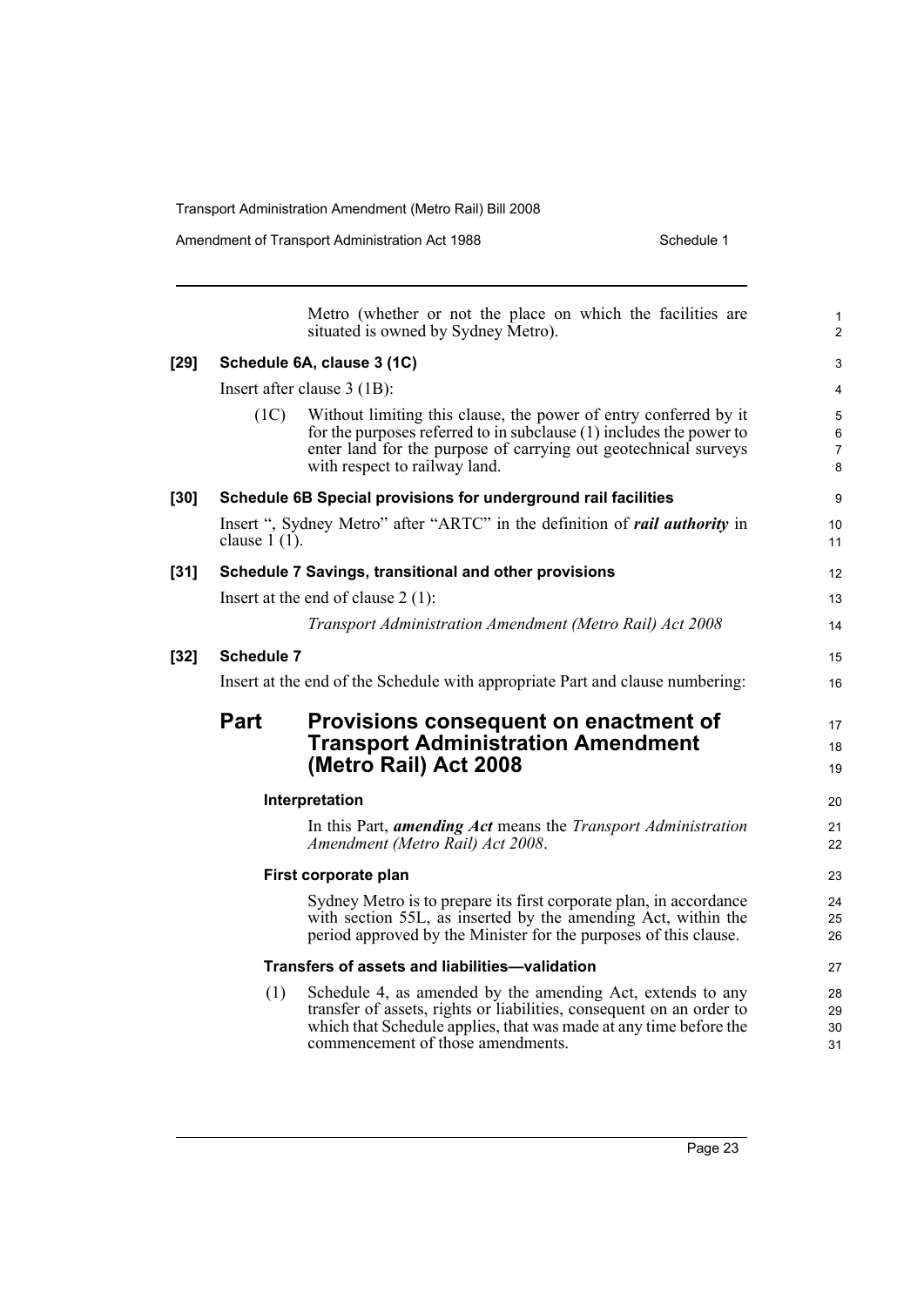Metro (whether or not the place on which the facilities are situated is owned by Sydney Metro).

**[29] Schedule 6A, clause 3 (1C)**

Insert after clause 3 (1B):

(1C) Without limiting this clause, the power of entry conferred by it for the purposes referred to in subclause (1) includes the power to enter land for the purpose of carrying out geotechnical surveys with respect to railway land.

**[30] Schedule 6B Special provisions for underground rail facilities**

Insert ", Sydney Metro" after "ARTC" in the definition of ***rail authority*** in clause 1 (1).

**[31] Schedule 7 Savings, transitional and other provisions**

Insert at the end of clause 2 (1):

*Transport Administration Amendment (Metro Rail) Act 2008*

**[32] Schedule 7**

Insert at the end of the Schedule with appropriate Part and clause numbering:

## Part Provisions consequent on enactment of Transport Administration Amendment (Metro Rail) Act 2008

**Interpretation**

In this Part, ***amending Act*** means the *Transport Administration Amendment (Metro Rail) Act 2008*.

**First corporate plan**

Sydney Metro is to prepare its first corporate plan, in accordance with section 55L, as inserted by the amending Act, within the period approved by the Minister for the purposes of this clause.

**Transfers of assets and liabilities—validation**

(1) Schedule 4, as amended by the amending Act, extends to any transfer of assets, rights or liabilities, consequent on an order to which that Schedule applies, that was made at any time before the commencement of those amendments.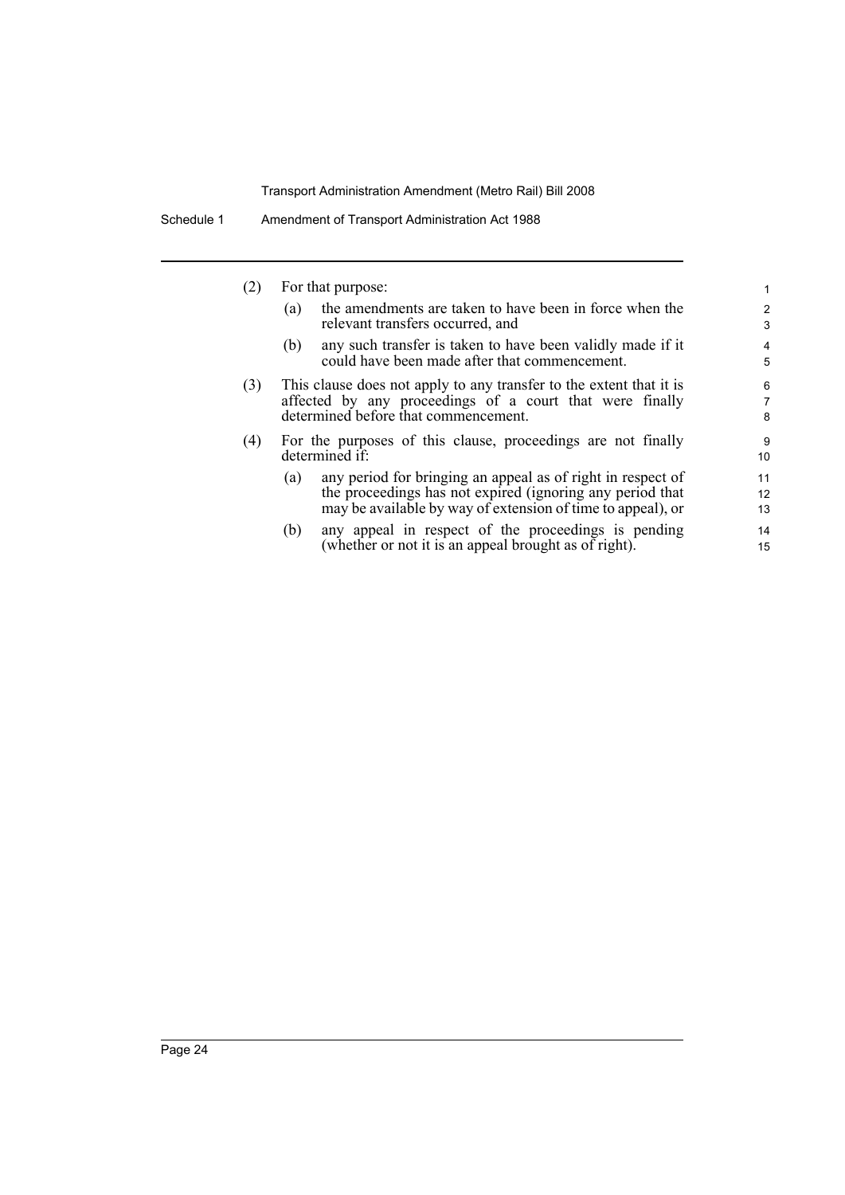(2) For that purpose:

(a) the amendments are taken to have been in force when the relevant transfers occurred, and

(b) any such transfer is taken to have been validly made if it could have been made after that commencement.

(3) This clause does not apply to any transfer to the extent that it is affected by any proceedings of a court that were finally determined before that commencement.

(4) For the purposes of this clause, proceedings are not finally determined if:

(a) any period for bringing an appeal as of right in respect of the proceedings has not expired (ignoring any period that may be available by way of extension of time to appeal), or

(b) any appeal in respect of the proceedings is pending (whether or not it is an appeal brought as of right).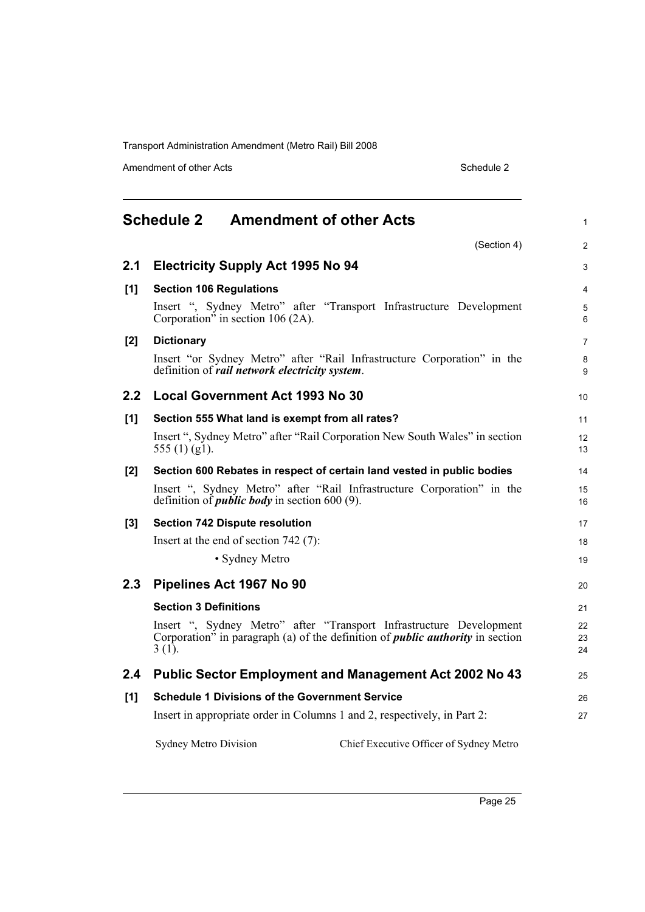## Schedule 2 Amendment of other Acts

(Section 4)

### 2.1 Electricity Supply Act 1995 No 94

**[1] Section 106 Regulations**

Insert ", Sydney Metro" after "Transport Infrastructure Development Corporation" in section 106 (2A).

**[2] Dictionary**

Insert "or Sydney Metro" after "Rail Infrastructure Corporation" in the definition of ***rail network electricity system***.

### 2.2 Local Government Act 1993 No 30

**[1] Section 555 What land is exempt from all rates?**

Insert ", Sydney Metro" after "Rail Corporation New South Wales" in section 555 (1) (g1).

**[2] Section 600 Rebates in respect of certain land vested in public bodies**

Insert ", Sydney Metro" after "Rail Infrastructure Corporation" in the definition of ***public body*** in section 600 (9).

**[3] Section 742 Dispute resolution**

Insert at the end of section 742 (7):

- Sydney Metro

### 2.3 Pipelines Act 1967 No 90

**Section 3 Definitions**

Insert ", Sydney Metro" after "Transport Infrastructure Development Corporation" in paragraph (a) of the definition of ***public authority*** in section 3 (1).

### 2.4 Public Sector Employment and Management Act 2002 No 43

**[1] Schedule 1 Divisions of the Government Service**

Insert in appropriate order in Columns 1 and 2, respectively, in Part 2:

| | |
|---|---|
| Sydney Metro Division | Chief Executive Officer of Sydney Metro |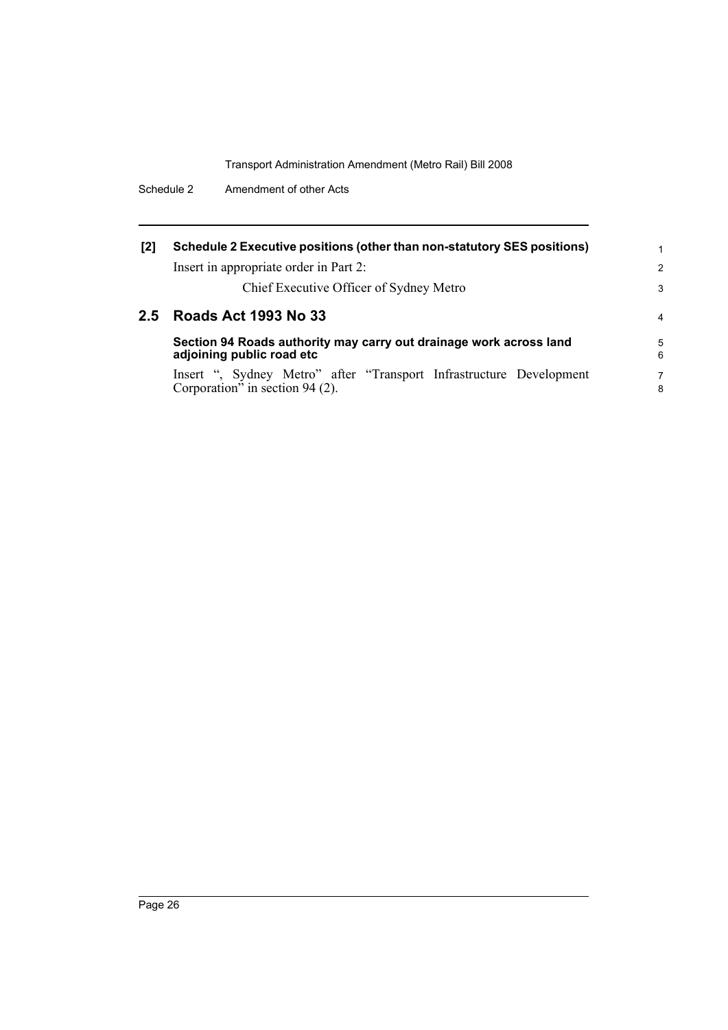**[2] Schedule 2 Executive positions (other than non-statutory SES positions)**

Insert in appropriate order in Part 2:

Chief Executive Officer of Sydney Metro

## 2.5 Roads Act 1993 No 33

**Section 94 Roads authority may carry out drainage work across land adjoining public road etc**

Insert ", Sydney Metro" after "Transport Infrastructure Development Corporation" in section 94 (2).